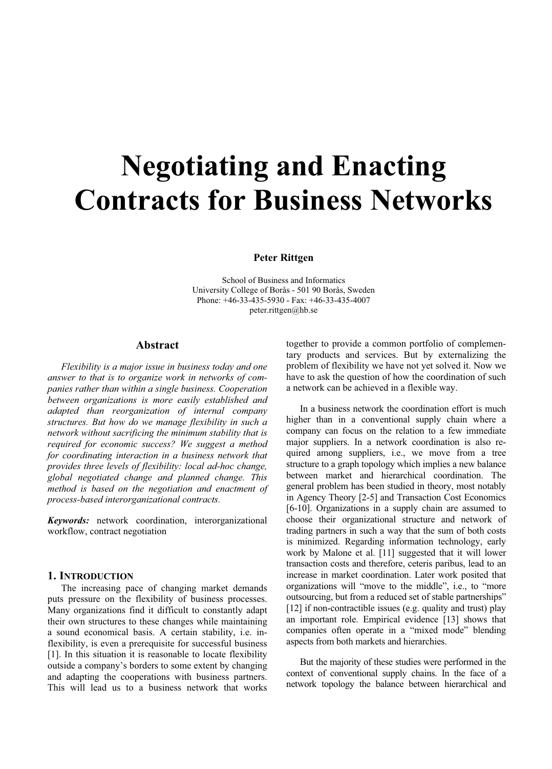# Negotiating and Enacting Contracts for Business Networks

**Peter Rittgen**

School of Business and Informatics
University College of Borås - 501 90 Borås, Sweden
Phone: +46-33-435-5930 - Fax: +46-33-435-4007
peter.rittgen@hb.se

## Abstract

*Flexibility is a major issue in business today and one answer to that is to organize work in networks of companies rather than within a single business. Cooperation between organizations is more easily established and adapted than reorganization of internal company structures. But how do we manage flexibility in such a network without sacrificing the minimum stability that is required for economic success? We suggest a method for coordinating interaction in a business network that provides three levels of flexibility: local ad-hoc change, global negotiated change and planned change. This method is based on the negotiation and enactment of process-based interorganizational contracts.*

***Keywords:*** network coordination, interorganizational workflow, contract negotiation

## 1. Introduction

The increasing pace of changing market demands puts pressure on the flexibility of business processes. Many organizations find it difficult to constantly adapt their own structures to these changes while maintaining a sound economical basis. A certain stability, i.e. inflexibility, is even a prerequisite for successful business [1]. In this situation it is reasonable to locate flexibility outside a company's borders to some extent by changing and adapting the cooperations with business partners. This will lead us to a business network that works together to provide a common portfolio of complementary products and services. But by externalizing the problem of flexibility we have not yet solved it. Now we have to ask the question of how the coordination of such a network can be achieved in a flexible way.

In a business network the coordination effort is much higher than in a conventional supply chain where a company can focus on the relation to a few immediate major suppliers. In a network coordination is also required among suppliers, i.e., we move from a tree structure to a graph topology which implies a new balance between market and hierarchical coordination. The general problem has been studied in theory, most notably in Agency Theory [2-5] and Transaction Cost Economics [6-10]. Organizations in a supply chain are assumed to choose their organizational structure and network of trading partners in such a way that the sum of both costs is minimized. Regarding information technology, early work by Malone et al. [11] suggested that it will lower transaction costs and therefore, ceteris paribus, lead to an increase in market coordination. Later work posited that organizations will "move to the middle", i.e., to "more outsourcing, but from a reduced set of stable partnerships" [12] if non-contractible issues (e.g. quality and trust) play an important role. Empirical evidence [13] shows that companies often operate in a "mixed mode" blending aspects from both markets and hierarchies.

But the majority of these studies were performed in the context of conventional supply chains. In the face of a network topology the balance between hierarchical and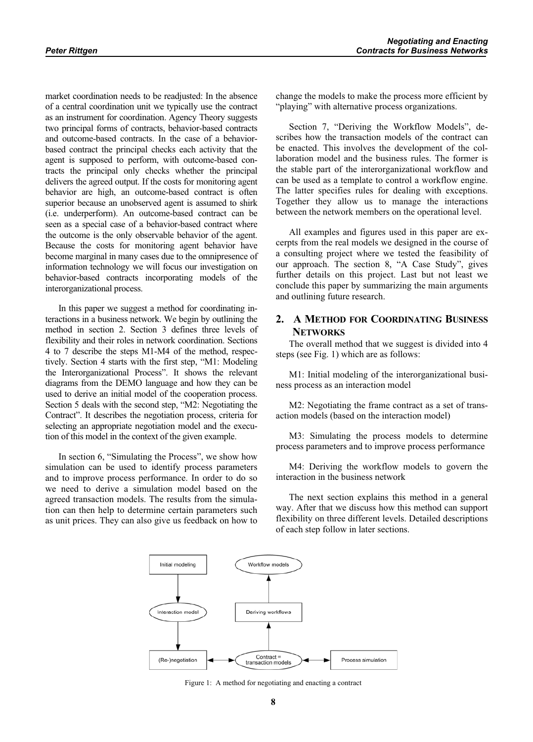market coordination needs to be readjusted: In the absence of a central coordination unit we typically use the contract as an instrument for coordination. Agency Theory suggests two principal forms of contracts, behavior-based contracts and outcome-based contracts. In the case of a behavior-based contract the principal checks each activity that the agent is supposed to perform, with outcome-based contracts the principal only checks whether the principal delivers the agreed output. If the costs for monitoring agent behavior are high, an outcome-based contract is often superior because an unobserved agent is assumed to shirk (i.e. underperform). An outcome-based contract can be seen as a special case of a behavior-based contract where the outcome is the only observable behavior of the agent. Because the costs for monitoring agent behavior have become marginal in many cases due to the omnipresence of information technology we will focus our investigation on behavior-based contracts incorporating models of the interorganizational process.

In this paper we suggest a method for coordinating interactions in a business network. We begin by outlining the method in section 2. Section 3 defines three levels of flexibility and their roles in network coordination. Sections 4 to 7 describe the steps M1-M4 of the method, respectively. Section 4 starts with the first step, "M1: Modeling the Interorganizational Process". It shows the relevant diagrams from the DEMO language and how they can be used to derive an initial model of the cooperation process. Section 5 deals with the second step, "M2: Negotiating the Contract". It describes the negotiation process, criteria for selecting an appropriate negotiation model and the execution of this model in the context of the given example.

In section 6, "Simulating the Process", we show how simulation can be used to identify process parameters and to improve process performance. In order to do so we need to derive a simulation model based on the agreed transaction models. The results from the simulation can then help to determine certain parameters such as unit prices. They can also give us feedback on how to change the models to make the process more efficient by "playing" with alternative process organizations.

Section 7, "Deriving the Workflow Models", describes how the transaction models of the contract can be enacted. This involves the development of the collaboration model and the business rules. The former is the stable part of the interorganizational workflow and can be used as a template to control a workflow engine. The latter specifies rules for dealing with exceptions. Together they allow us to manage the interactions between the network members on the operational level.

All examples and figures used in this paper are excerpts from the real models we designed in the course of a consulting project where we tested the feasibility of our approach. The section 8, "A Case Study", gives further details on this project. Last but not least we conclude this paper by summarizing the main arguments and outlining future research.

## 2. A Method for Coordinating Business Networks

The overall method that we suggest is divided into 4 steps (see Fig. 1) which are as follows:

M1: Initial modeling of the interorganizational business process as an interaction model

M2: Negotiating the frame contract as a set of transaction models (based on the interaction model)

M3: Simulating the process models to determine process parameters and to improve process performance

M4: Deriving the workflow models to govern the interaction in the business network

The next section explains this method in a general way. After that we discuss how this method can support flexibility on three different levels. Detailed descriptions of each step follow in later sections.

Initial modeling → Interaction model → (Re-)negotiation ↔ Contract = transaction models ↔ Process simulation; Contract = transaction models → Deriving workflows → Workflow models

Figure 1: A method for negotiating and enacting a contract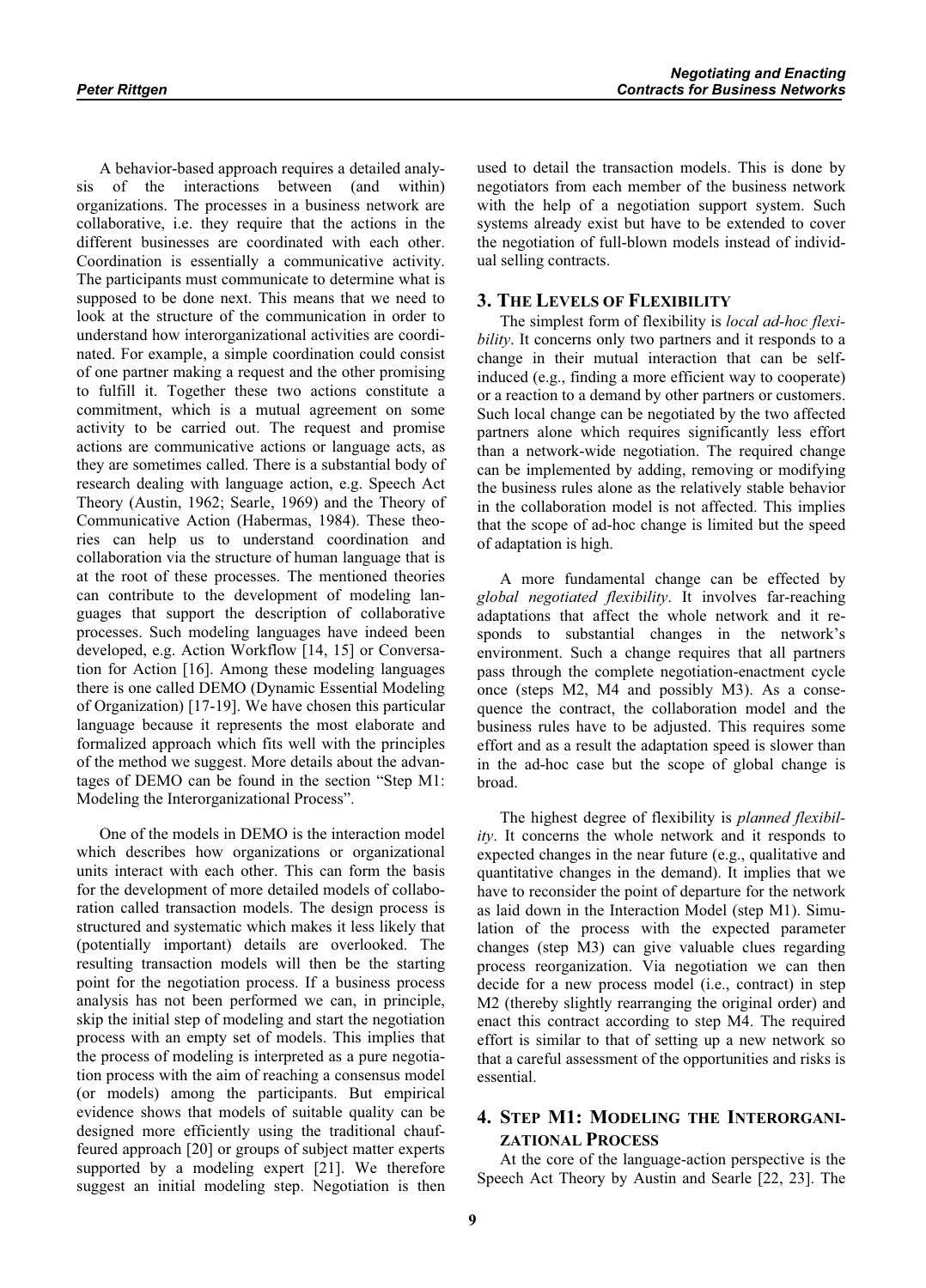A behavior-based approach requires a detailed analysis of the interactions between (and within) organizations. The processes in a business network are collaborative, i.e. they require that the actions in the different businesses are coordinated with each other. Coordination is essentially a communicative activity. The participants must communicate to determine what is supposed to be done next. This means that we need to look at the structure of the communication in order to understand how interorganizational activities are coordinated. For example, a simple coordination could consist of one partner making a request and the other promising to fulfill it. Together these two actions constitute a commitment, which is a mutual agreement on some activity to be carried out. The request and promise actions are communicative actions or language acts, as they are sometimes called. There is a substantial body of research dealing with language action, e.g. Speech Act Theory (Austin, 1962; Searle, 1969) and the Theory of Communicative Action (Habermas, 1984). These theories can help us to understand coordination and collaboration via the structure of human language that is at the root of these processes. The mentioned theories can contribute to the development of modeling languages that support the description of collaborative processes. Such modeling languages have indeed been developed, e.g. Action Workflow [14, 15] or Conversation for Action [16]. Among these modeling languages there is one called DEMO (Dynamic Essential Modeling of Organization) [17-19]. We have chosen this particular language because it represents the most elaborate and formalized approach which fits well with the principles of the method we suggest. More details about the advantages of DEMO can be found in the section "Step M1: Modeling the Interorganizational Process".

One of the models in DEMO is the interaction model which describes how organizations or organizational units interact with each other. This can form the basis for the development of more detailed models of collaboration called transaction models. The design process is structured and systematic which makes it less likely that (potentially important) details are overlooked. The resulting transaction models will then be the starting point for the negotiation process. If a business process analysis has not been performed we can, in principle, skip the initial step of modeling and start the negotiation process with an empty set of models. This implies that the process of modeling is interpreted as a pure negotiation process with the aim of reaching a consensus model (or models) among the participants. But empirical evidence shows that models of suitable quality can be designed more efficiently using the traditional chauffeured approach [20] or groups of subject matter experts supported by a modeling expert [21]. We therefore suggest an initial modeling step. Negotiation is then used to detail the transaction models. This is done by negotiators from each member of the business network with the help of a negotiation support system. Such systems already exist but have to be extended to cover the negotiation of full-blown models instead of individual selling contracts.

## 3. The Levels of Flexibility

The simplest form of flexibility is *local ad-hoc flexibility*. It concerns only two partners and it responds to a change in their mutual interaction that can be self-induced (e.g., finding a more efficient way to cooperate) or a reaction to a demand by other partners or customers. Such local change can be negotiated by the two affected partners alone which requires significantly less effort than a network-wide negotiation. The required change can be implemented by adding, removing or modifying the business rules alone as the relatively stable behavior in the collaboration model is not affected. This implies that the scope of ad-hoc change is limited but the speed of adaptation is high.

A more fundamental change can be effected by *global negotiated flexibility*. It involves far-reaching adaptations that affect the whole network and it responds to substantial changes in the network's environment. Such a change requires that all partners pass through the complete negotiation-enactment cycle once (steps M2, M4 and possibly M3). As a consequence the contract, the collaboration model and the business rules have to be adjusted. This requires some effort and as a result the adaptation speed is slower than in the ad-hoc case but the scope of global change is broad.

The highest degree of flexibility is *planned flexibility*. It concerns the whole network and it responds to expected changes in the near future (e.g., qualitative and quantitative changes in the demand). It implies that we have to reconsider the point of departure for the network as laid down in the Interaction Model (step M1). Simulation of the process with the expected parameter changes (step M3) can give valuable clues regarding process reorganization. Via negotiation we can then decide for a new process model (i.e., contract) in step M2 (thereby slightly rearranging the original order) and enact this contract according to step M4. The required effort is similar to that of setting up a new network so that a careful assessment of the opportunities and risks is essential.

## 4. Step M1: Modeling the Interorganizational Process

At the core of the language-action perspective is the Speech Act Theory by Austin and Searle [22, 23]. The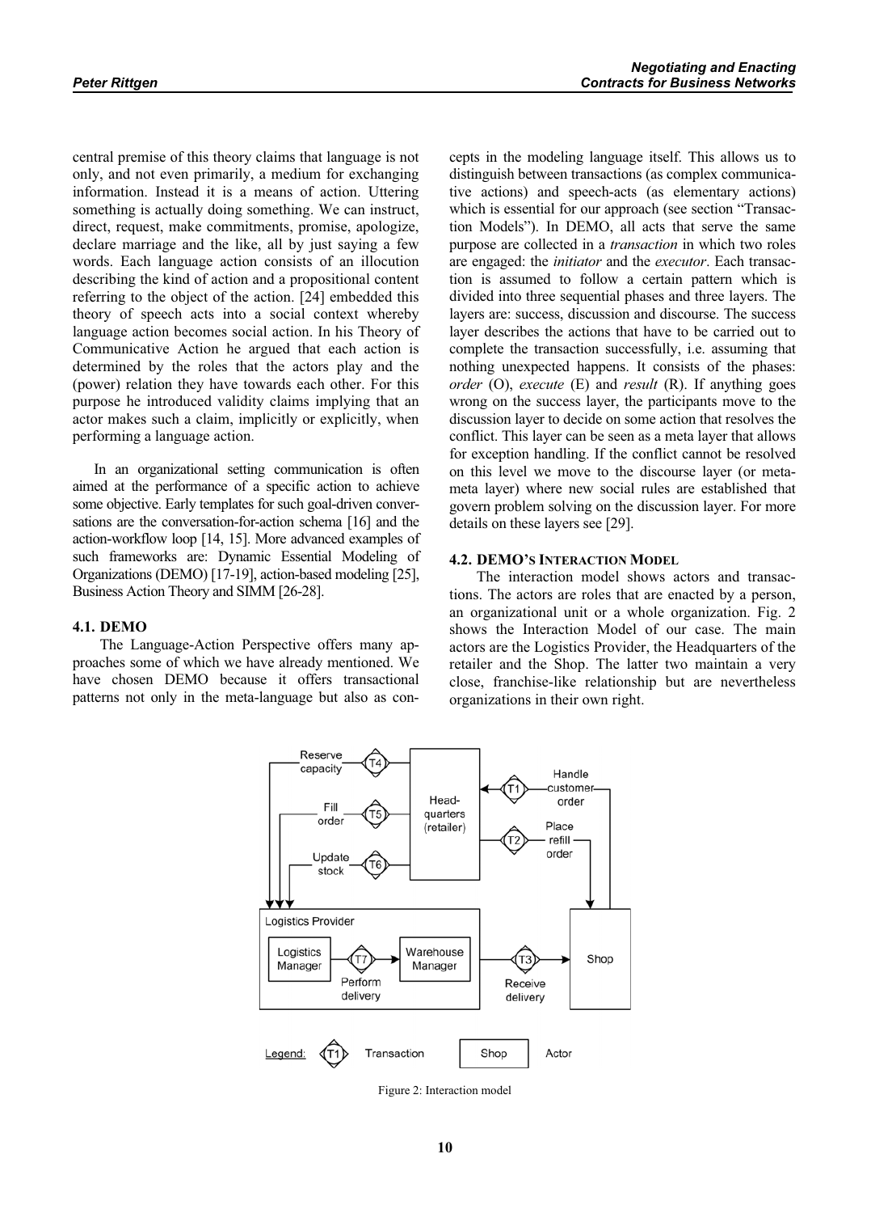central premise of this theory claims that language is not only, and not even primarily, a medium for exchanging information. Instead it is a means of action. Uttering something is actually doing something. We can instruct, direct, request, make commitments, promise, apologize, declare marriage and the like, all by just saying a few words. Each language action consists of an illocution describing the kind of action and a propositional content referring to the object of the action. [24] embedded this theory of speech acts into a social context whereby language action becomes social action. In his Theory of Communicative Action he argued that each action is determined by the roles that the actors play and the (power) relation they have towards each other. For this purpose he introduced validity claims implying that an actor makes such a claim, implicitly or explicitly, when performing a language action.

In an organizational setting communication is often aimed at the performance of a specific action to achieve some objective. Early templates for such goal-driven conversations are the conversation-for-action schema [16] and the action-workflow loop [14, 15]. More advanced examples of such frameworks are: Dynamic Essential Modeling of Organizations (DEMO) [17-19], action-based modeling [25], Business Action Theory and SIMM [26-28].

### 4.1. DEMO

The Language-Action Perspective offers many approaches some of which we have already mentioned. We have chosen DEMO because it offers transactional patterns not only in the meta-language but also as concepts in the modeling language itself. This allows us to distinguish between transactions (as complex communicative actions) and speech-acts (as elementary actions) which is essential for our approach (see section "Transaction Models"). In DEMO, all acts that serve the same purpose are collected in a *transaction* in which two roles are engaged: the *initiator* and the *executor*. Each transaction is assumed to follow a certain pattern which is divided into three sequential phases and three layers. The layers are: success, discussion and discourse. The success layer describes the actions that have to be carried out to complete the transaction successfully, i.e. assuming that nothing unexpected happens. It consists of the phases: *order* (O), *execute* (E) and *result* (R). If anything goes wrong on the success layer, the participants move to the discussion layer to decide on some action that resolves the conflict. This layer can be seen as a meta layer that allows for exception handling. If the conflict cannot be resolved on this level we move to the discourse layer (or meta-meta layer) where new social rules are established that govern problem solving on the discussion layer. For more details on these layers see [29].

### 4.2. DEMO's Interaction Model

The interaction model shows actors and transactions. The actors are roles that are enacted by a person, an organizational unit or a whole organization. Fig. 2 shows the Interaction Model of our case. The main actors are the Logistics Provider, the Headquarters of the retailer and the Shop. The latter two maintain a very close, franchise-like relationship but are nevertheless organizations in their own right.

Figure 2: Interaction model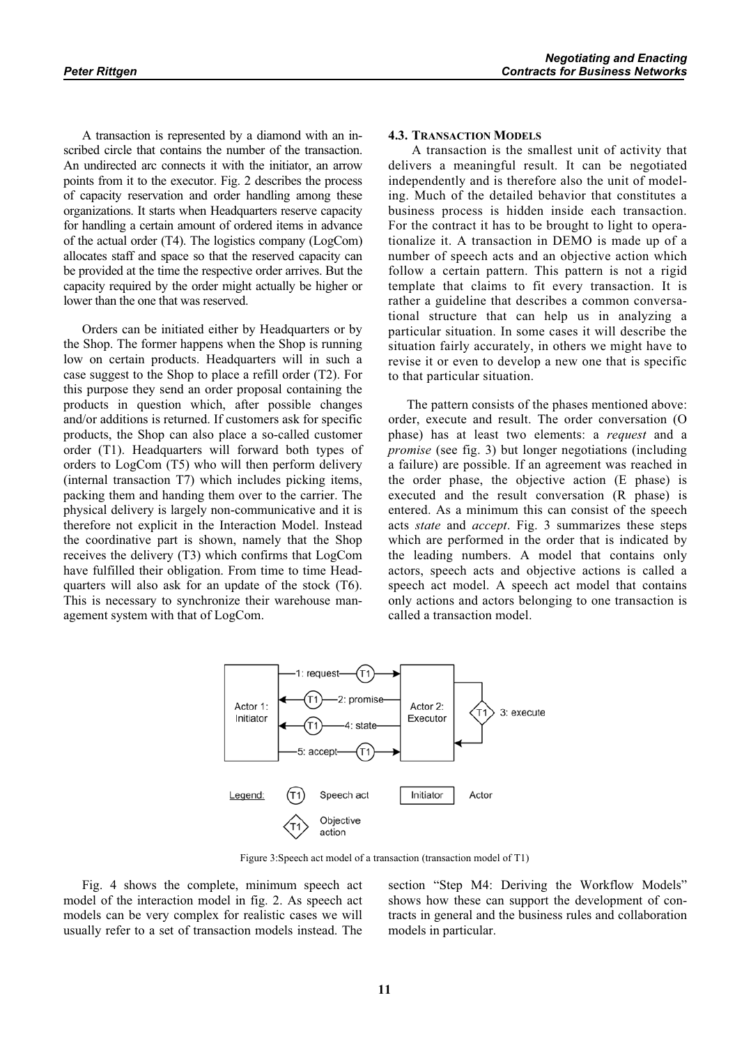A transaction is represented by a diamond with an inscribed circle that contains the number of the transaction. An undirected arc connects it with the initiator, an arrow points from it to the executor. Fig. 2 describes the process of capacity reservation and order handling among these organizations. It starts when Headquarters reserve capacity for handling a certain amount of ordered items in advance of the actual order (T4). The logistics company (LogCom) allocates staff and space so that the reserved capacity can be provided at the time the respective order arrives. But the capacity required by the order might actually be higher or lower than the one that was reserved.

Orders can be initiated either by Headquarters or by the Shop. The former happens when the Shop is running low on certain products. Headquarters will in such a case suggest to the Shop to place a refill order (T2). For this purpose they send an order proposal containing the products in question which, after possible changes and/or additions is returned. If customers ask for specific products, the Shop can also place a so-called customer order (T1). Headquarters will forward both types of orders to LogCom (T5) who will then perform delivery (internal transaction T7) which includes picking items, packing them and handing them over to the carrier. The physical delivery is largely non-communicative and it is therefore not explicit in the Interaction Model. Instead the coordinative part is shown, namely that the Shop receives the delivery (T3) which confirms that LogCom have fulfilled their obligation. From time to time Headquarters will also ask for an update of the stock (T6). This is necessary to synchronize their warehouse management system with that of LogCom.

### 4.3. Transaction Models

A transaction is the smallest unit of activity that delivers a meaningful result. It can be negotiated independently and is therefore also the unit of modeling. Much of the detailed behavior that constitutes a business process is hidden inside each transaction. For the contract it has to be brought to light to operationalize it. A transaction in DEMO is made up of a number of speech acts and an objective action which follow a certain pattern. This pattern is not a rigid template that claims to fit every transaction. It is rather a guideline that describes a common conversational structure that can help us in analyzing a particular situation. In some cases it will describe the situation fairly accurately, in others we might have to revise it or even to develop a new one that is specific to that particular situation.

The pattern consists of the phases mentioned above: order, execute and result. The order conversation (O phase) has at least two elements: a *request* and a *promise* (see fig. 3) but longer negotiations (including a failure) are possible. If an agreement was reached in the order phase, the objective action (E phase) is executed and the result conversation (R phase) is entered. As a minimum this can consist of the speech acts *state* and *accept*. Fig. 3 summarizes these steps which are performed in the order that is indicated by the leading numbers. A model that contains only actors, speech acts and objective actions is called a speech act model. A speech act model that contains only actions and actors belonging to one transaction is called a transaction model.

Figure 3:Speech act model of a transaction (transaction model of T1)

Fig. 4 shows the complete, minimum speech act model of the interaction model in fig. 2. As speech act models can be very complex for realistic cases we will usually refer to a set of transaction models instead. The section "Step M4: Deriving the Workflow Models" shows how these can support the development of contracts in general and the business rules and collaboration models in particular.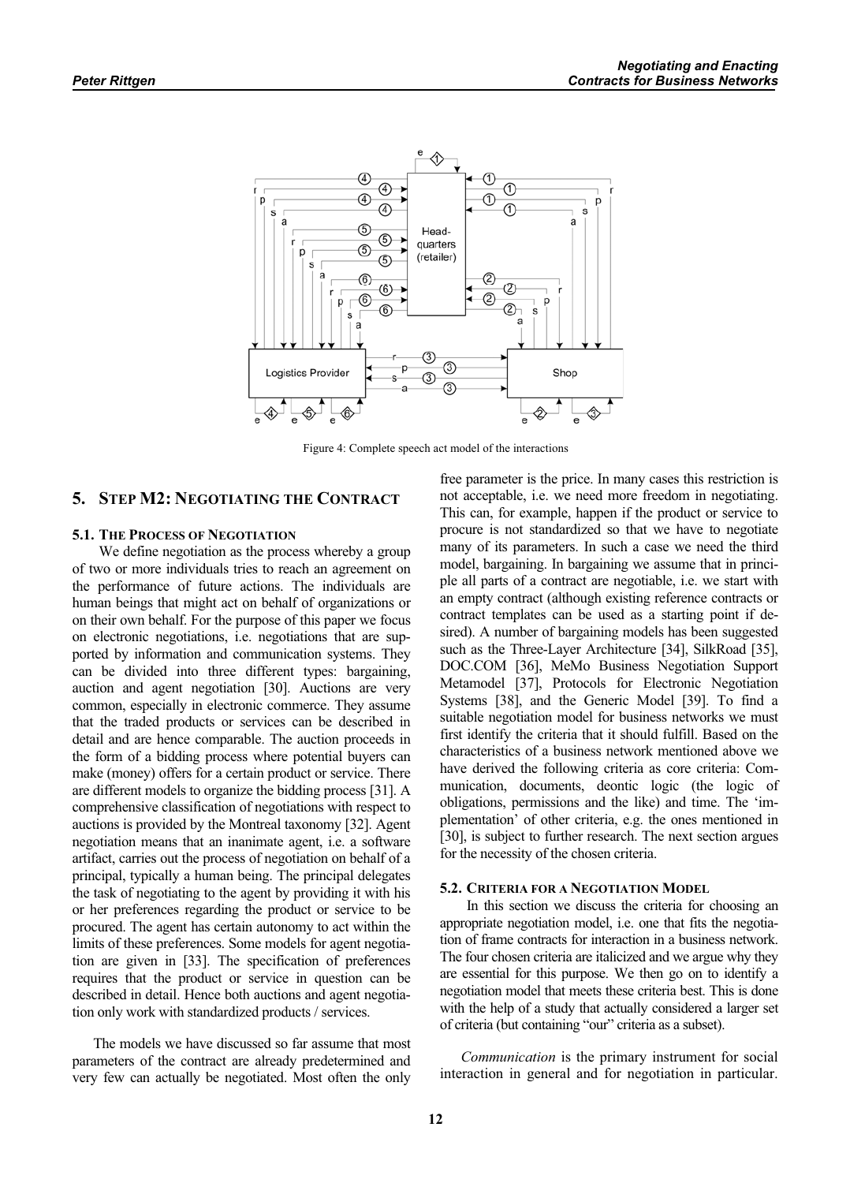Figure 4: Complete speech act model of the interactions

## 5. STEP M2: NEGOTIATING THE CONTRACT

### 5.1. THE PROCESS OF NEGOTIATION

We define negotiation as the process whereby a group of two or more individuals tries to reach an agreement on the performance of future actions. The individuals are human beings that might act on behalf of organizations or on their own behalf. For the purpose of this paper we focus on electronic negotiations, i.e. negotiations that are supported by information and communication systems. They can be divided into three different types: bargaining, auction and agent negotiation [30]. Auctions are very common, especially in electronic commerce. They assume that the traded products or services can be described in detail and are hence comparable. The auction proceeds in the form of a bidding process where potential buyers can make (money) offers for a certain product or service. There are different models to organize the bidding process [31]. A comprehensive classification of negotiations with respect to auctions is provided by the Montreal taxonomy [32]. Agent negotiation means that an inanimate agent, i.e. a software artifact, carries out the process of negotiation on behalf of a principal, typically a human being. The principal delegates the task of negotiating to the agent by providing it with his or her preferences regarding the product or service to be procured. The agent has certain autonomy to act within the limits of these preferences. Some models for agent negotiation are given in [33]. The specification of preferences requires that the product or service in question can be described in detail. Hence both auctions and agent negotiation only work with standardized products / services.

The models we have discussed so far assume that most parameters of the contract are already predetermined and very few can actually be negotiated. Most often the only free parameter is the price. In many cases this restriction is not acceptable, i.e. we need more freedom in negotiating. This can, for example, happen if the product or service to procure is not standardized so that we have to negotiate many of its parameters. In such a case we need the third model, bargaining. In bargaining we assume that in principle all parts of a contract are negotiable, i.e. we start with an empty contract (although existing reference contracts or contract templates can be used as a starting point if desired). A number of bargaining models has been suggested such as the Three-Layer Architecture [34], SilkRoad [35], DOC.COM [36], MeMo Business Negotiation Support Metamodel [37], Protocols for Electronic Negotiation Systems [38], and the Generic Model [39]. To find a suitable negotiation model for business networks we must first identify the criteria that it should fulfill. Based on the characteristics of a business network mentioned above we have derived the following criteria as core criteria: Communication, documents, deontic logic (the logic of obligations, permissions and the like) and time. The 'implementation' of other criteria, e.g. the ones mentioned in [30], is subject to further research. The next section argues for the necessity of the chosen criteria.

### 5.2. CRITERIA FOR A NEGOTIATION MODEL

In this section we discuss the criteria for choosing an appropriate negotiation model, i.e. one that fits the negotiation of frame contracts for interaction in a business network. The four chosen criteria are italicized and we argue why they are essential for this purpose. We then go on to identify a negotiation model that meets these criteria best. This is done with the help of a study that actually considered a larger set of criteria (but containing "our" criteria as a subset).

*Communication* is the primary instrument for social interaction in general and for negotiation in particular.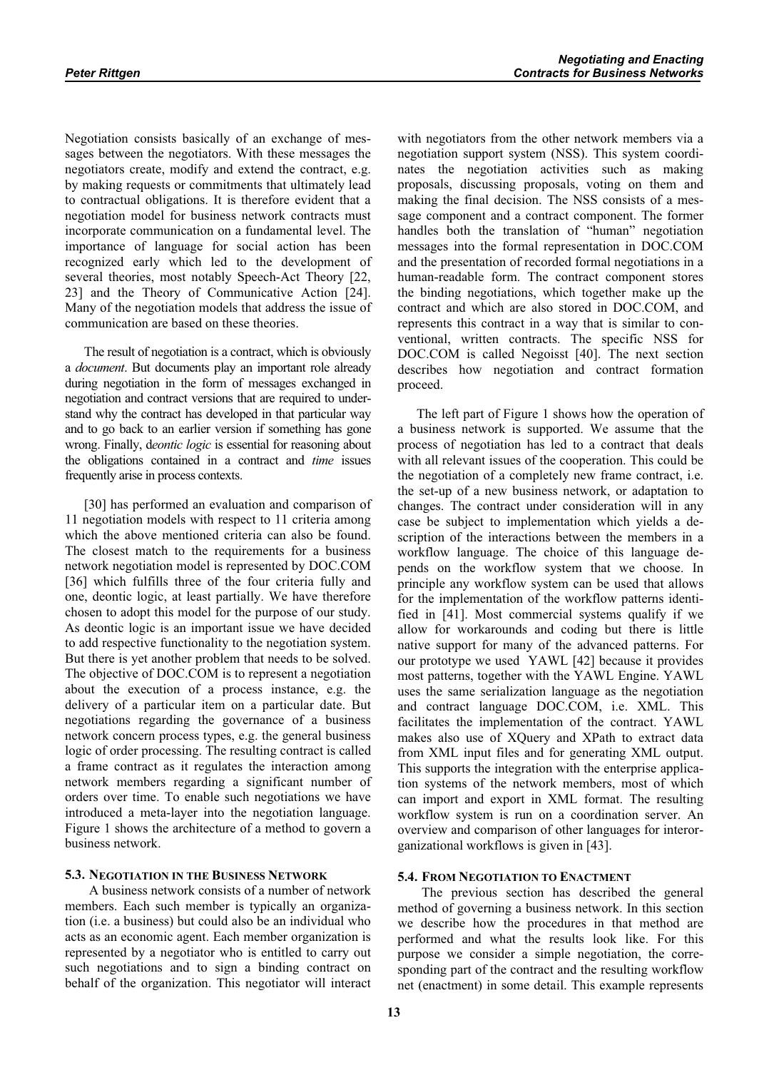Negotiation consists basically of an exchange of messages between the negotiators. With these messages the negotiators create, modify and extend the contract, e.g. by making requests or commitments that ultimately lead to contractual obligations. It is therefore evident that a negotiation model for business network contracts must incorporate communication on a fundamental level. The importance of language for social action has been recognized early which led to the development of several theories, most notably Speech-Act Theory [22, 23] and the Theory of Communicative Action [24]. Many of the negotiation models that address the issue of communication are based on these theories.

The result of negotiation is a contract, which is obviously a *document*. But documents play an important role already during negotiation in the form of messages exchanged in negotiation and contract versions that are required to understand why the contract has developed in that particular way and to go back to an earlier version if something has gone wrong. Finally, d*eontic logic* is essential for reasoning about the obligations contained in a contract and *time* issues frequently arise in process contexts.

[30] has performed an evaluation and comparison of 11 negotiation models with respect to 11 criteria among which the above mentioned criteria can also be found. The closest match to the requirements for a business network negotiation model is represented by DOC.COM [36] which fulfills three of the four criteria fully and one, deontic logic, at least partially. We have therefore chosen to adopt this model for the purpose of our study. As deontic logic is an important issue we have decided to add respective functionality to the negotiation system. But there is yet another problem that needs to be solved. The objective of DOC.COM is to represent a negotiation about the execution of a process instance, e.g. the delivery of a particular item on a particular date. But negotiations regarding the governance of a business network concern process types, e.g. the general business logic of order processing. The resulting contract is called a frame contract as it regulates the interaction among network members regarding a significant number of orders over time. To enable such negotiations we have introduced a meta-layer into the negotiation language. Figure 1 shows the architecture of a method to govern a business network.

### 5.3. Negotiation in the Business Network

A business network consists of a number of network members. Each such member is typically an organization (i.e. a business) but could also be an individual who acts as an economic agent. Each member organization is represented by a negotiator who is entitled to carry out such negotiations and to sign a binding contract on behalf of the organization. This negotiator will interact with negotiators from the other network members via a negotiation support system (NSS). This system coordinates the negotiation activities such as making proposals, discussing proposals, voting on them and making the final decision. The NSS consists of a message component and a contract component. The former handles both the translation of "human" negotiation messages into the formal representation in DOC.COM and the presentation of recorded formal negotiations in a human-readable form. The contract component stores the binding negotiations, which together make up the contract and which are also stored in DOC.COM, and represents this contract in a way that is similar to conventional, written contracts. The specific NSS for DOC.COM is called Negoisst [40]. The next section describes how negotiation and contract formation proceed.

The left part of Figure 1 shows how the operation of a business network is supported. We assume that the process of negotiation has led to a contract that deals with all relevant issues of the cooperation. This could be the negotiation of a completely new frame contract, i.e. the set-up of a new business network, or adaptation to changes. The contract under consideration will in any case be subject to implementation which yields a description of the interactions between the members in a workflow language. The choice of this language depends on the workflow system that we choose. In principle any workflow system can be used that allows for the implementation of the workflow patterns identified in [41]. Most commercial systems qualify if we allow for workarounds and coding but there is little native support for many of the advanced patterns. For our prototype we used YAWL [42] because it provides most patterns, together with the YAWL Engine. YAWL uses the same serialization language as the negotiation and contract language DOC.COM, i.e. XML. This facilitates the implementation of the contract. YAWL makes also use of XQuery and XPath to extract data from XML input files and for generating XML output. This supports the integration with the enterprise application systems of the network members, most of which can import and export in XML format. The resulting workflow system is run on a coordination server. An overview and comparison of other languages for interorganizational workflows is given in [43].

### 5.4. From Negotiation to Enactment

The previous section has described the general method of governing a business network. In this section we describe how the procedures in that method are performed and what the results look like. For this purpose we consider a simple negotiation, the corresponding part of the contract and the resulting workflow net (enactment) in some detail. This example represents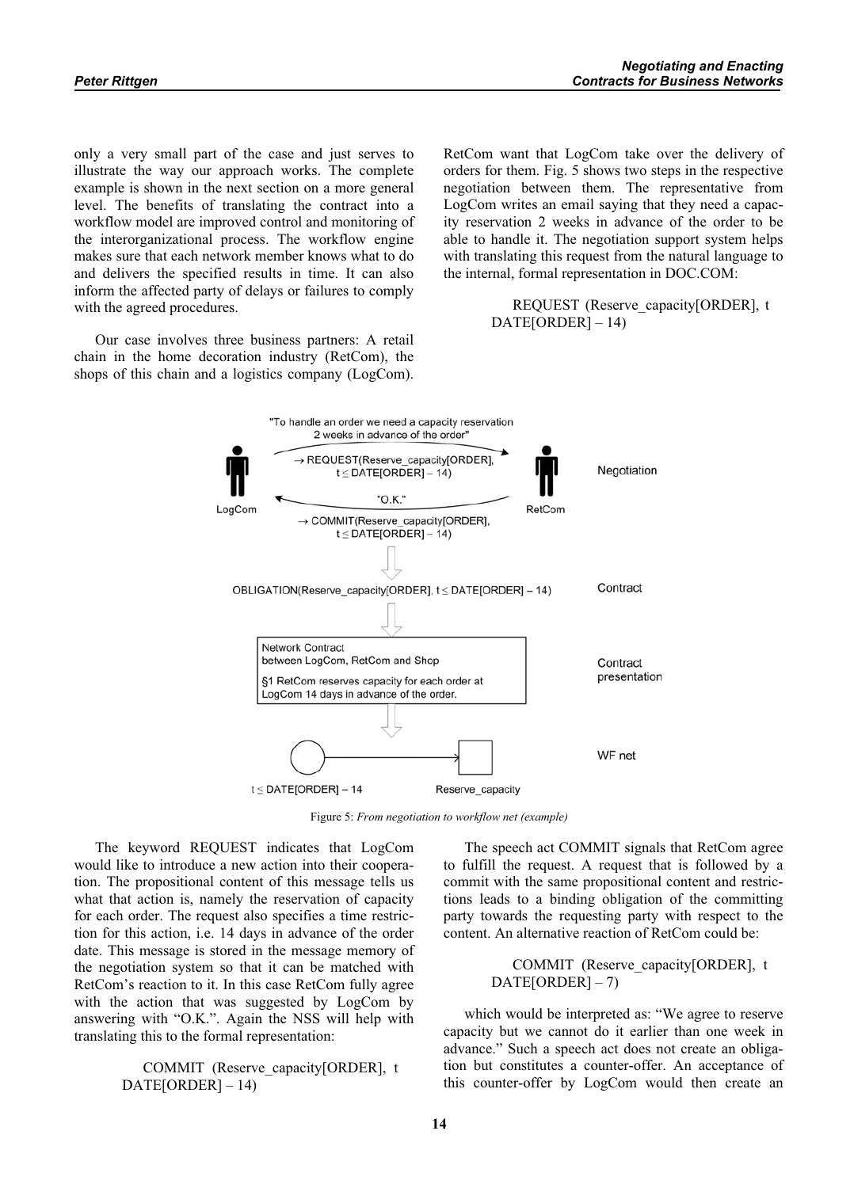only a very small part of the case and just serves to illustrate the way our approach works. The complete example is shown in the next section on a more general level. The benefits of translating the contract into a workflow model are improved control and monitoring of the interorganizational process. The workflow engine makes sure that each network member knows what to do and delivers the specified results in time. It can also inform the affected party of delays or failures to comply with the agreed procedures.

Our case involves three business partners: A retail chain in the home decoration industry (RetCom), the shops of this chain and a logistics company (LogCom). RetCom want that LogCom take over the delivery of orders for them. Fig. 5 shows two steps in the respective negotiation between them. The representative from LogCom writes an email saying that they need a capacity reservation 2 weeks in advance of the order to be able to handle it. The negotiation support system helps with translating this request from the natural language to the internal, formal representation in DOC.COM:

REQUEST (Reserve_capacity[ORDER], t DATE[ORDER] – 14)

"To handle an order we need a capacity reservation 2 weeks in advance of the order"

→ REQUEST(Reserve_capacity[ORDER], $t \leq$ DATE[ORDER] – 14)

"O.K."

→ COMMIT(Reserve_capacity[ORDER], $t \leq$ DATE[ORDER] – 14)

LogCom RetCom Negotiation

OBLIGATION(Reserve_capacity[ORDER], $t \leq$ DATE[ORDER] – 14) Contract

Network Contract
between LogCom, RetCom and Shop

§1 RetCom reserves capacity for each order at LogCom 14 days in advance of the order.

Contract presentation

$t \leq$ DATE[ORDER] – 14 Reserve_capacity WF net

Figure 5: *From negotiation to workflow net (example)*

The keyword REQUEST indicates that LogCom would like to introduce a new action into their cooperation. The propositional content of this message tells us what that action is, namely the reservation of capacity for each order. The request also specifies a time restriction for this action, i.e. 14 days in advance of the order date. This message is stored in the message memory of the negotiation system so that it can be matched with RetCom's reaction to it. In this case RetCom fully agree with the action that was suggested by LogCom by answering with "O.K.". Again the NSS will help with translating this to the formal representation:

COMMIT (Reserve_capacity[ORDER], t DATE[ORDER] – 14)

The speech act COMMIT signals that RetCom agree to fulfill the request. A request that is followed by a commit with the same propositional content and restrictions leads to a binding obligation of the committing party towards the requesting party with respect to the content. An alternative reaction of RetCom could be:

COMMIT (Reserve_capacity[ORDER], t DATE[ORDER] – 7)

which would be interpreted as: "We agree to reserve capacity but we cannot do it earlier than one week in advance." Such a speech act does not create an obligation but constitutes a counter-offer. An acceptance of this counter-offer by LogCom would then create an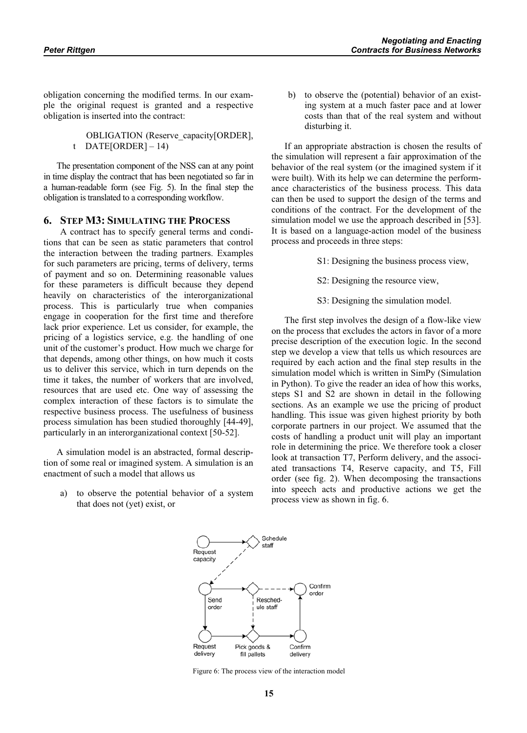obligation concerning the modified terms. In our example the original request is granted and a respective obligation is inserted into the contract:

OBLIGATION (Reserve_capacity[ORDER], t DATE[ORDER] – 14)

The presentation component of the NSS can at any point in time display the contract that has been negotiated so far in a human-readable form (see Fig. 5). In the final step the obligation is translated to a corresponding workflow.

## 6. STEP M3: SIMULATING THE PROCESS

A contract has to specify general terms and conditions that can be seen as static parameters that control the interaction between the trading partners. Examples for such parameters are pricing, terms of delivery, terms of payment and so on. Determining reasonable values for these parameters is difficult because they depend heavily on characteristics of the interorganizational process. This is particularly true when companies engage in cooperation for the first time and therefore lack prior experience. Let us consider, for example, the pricing of a logistics service, e.g. the handling of one unit of the customer's product. How much we charge for that depends, among other things, on how much it costs us to deliver this service, which in turn depends on the time it takes, the number of workers that are involved, resources that are used etc. One way of assessing the complex interaction of these factors is to simulate the respective business process. The usefulness of business process simulation has been studied thoroughly [44-49], particularly in an interorganizational context [50-52].

A simulation model is an abstracted, formal description of some real or imagined system. A simulation is an enactment of such a model that allows us

a) to observe the potential behavior of a system that does not (yet) exist, or

b) to observe the (potential) behavior of an existing system at a much faster pace and at lower costs than that of the real system and without disturbing it.

If an appropriate abstraction is chosen the results of the simulation will represent a fair approximation of the behavior of the real system (or the imagined system if it were built). With its help we can determine the performance characteristics of the business process. This data can then be used to support the design of the terms and conditions of the contract. For the development of the simulation model we use the approach described in [53]. It is based on a language-action model of the business process and proceeds in three steps:

S1: Designing the business process view,

S2: Designing the resource view,

S3: Designing the simulation model.

The first step involves the design of a flow-like view on the process that excludes the actors in favor of a more precise description of the execution logic. In the second step we develop a view that tells us which resources are required by each action and the final step results in the simulation model which is written in SimPy (Simulation in Python). To give the reader an idea of how this works, steps S1 and S2 are shown in detail in the following sections. As an example we use the pricing of product handling. This issue was given highest priority by both corporate partners in our project. We assumed that the costs of handling a product unit will play an important role in determining the price. We therefore took a closer look at transaction T7, Perform delivery, and the associated transactions T4, Reserve capacity, and T5, Fill order (see fig. 2). When decomposing the transactions into speech acts and productive actions we get the process view as shown in fig. 6.

Figure 6: The process view of the interaction model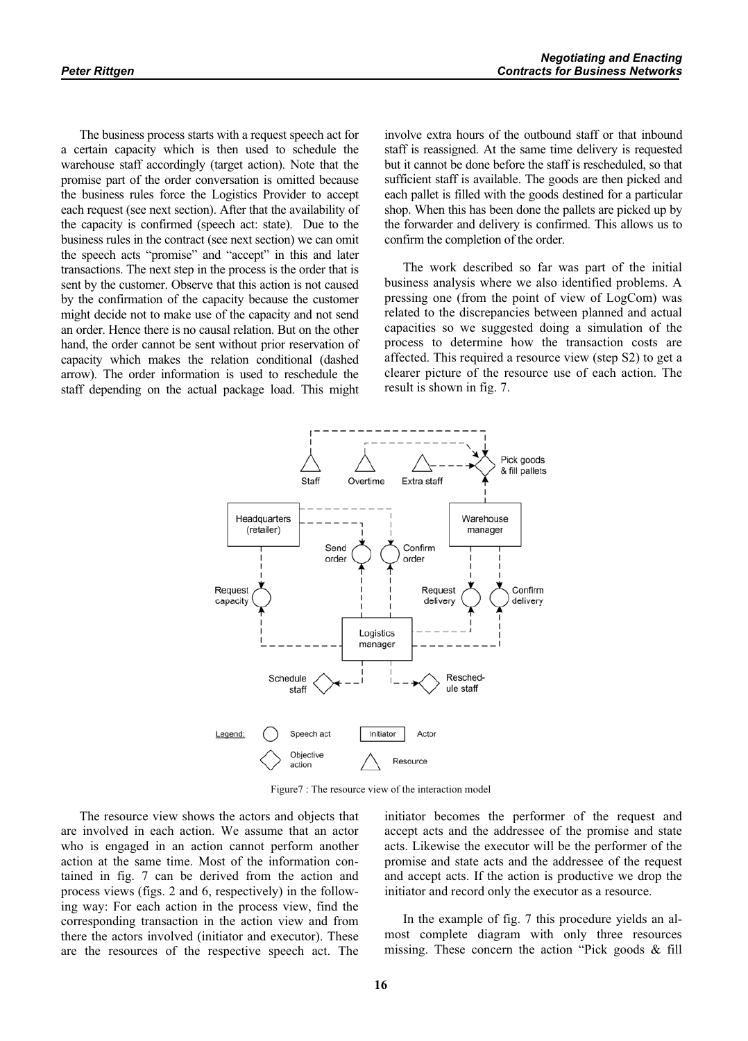The business process starts with a request speech act for a certain capacity which is then used to schedule the warehouse staff accordingly (target action). Note that the promise part of the order conversation is omitted because the business rules force the Logistics Provider to accept each request (see next section). After that the availability of the capacity is confirmed (speech act: state). Due to the business rules in the contract (see next section) we can omit the speech acts "promise" and "accept" in this and later transactions. The next step in the process is the order that is sent by the customer. Observe that this action is not caused by the confirmation of the capacity because the customer might decide not to make use of the capacity and not send an order. Hence there is no causal relation. But on the other hand, the order cannot be sent without prior reservation of capacity which makes the relation conditional (dashed arrow). The order information is used to reschedule the staff depending on the actual package load. This might involve extra hours of the outbound staff or that inbound staff is reassigned. At the same time delivery is requested but it cannot be done before the staff is rescheduled, so that sufficient staff is available. The goods are then picked and each pallet is filled with the goods destined for a particular shop. When this has been done the pallets are picked up by the forwarder and delivery is confirmed. This allows us to confirm the completion of the order.

The work described so far was part of the initial business analysis where we also identified problems. A pressing one (from the point of view of LogCom) was related to the discrepancies between planned and actual capacities so we suggested doing a simulation of the process to determine how the transaction costs are affected. This required a resource view (step S2) to get a clearer picture of the resource use of each action. The result is shown in fig. 7.

Figure7 : The resource view of the interaction model

The resource view shows the actors and objects that are involved in each action. We assume that an actor who is engaged in an action cannot perform another action at the same time. Most of the information contained in fig. 7 can be derived from the action and process views (figs. 2 and 6, respectively) in the following way: For each action in the process view, find the corresponding transaction in the action view and from there the actors involved (initiator and executor). These are the resources of the respective speech act. The initiator becomes the performer of the request and accept acts and the addressee of the promise and state acts. Likewise the executor will be the performer of the promise and state acts and the addressee of the request and accept acts. If the action is productive we drop the initiator and record only the executor as a resource.

In the example of fig. 7 this procedure yields an almost complete diagram with only three resources missing. These concern the action "Pick goods & fill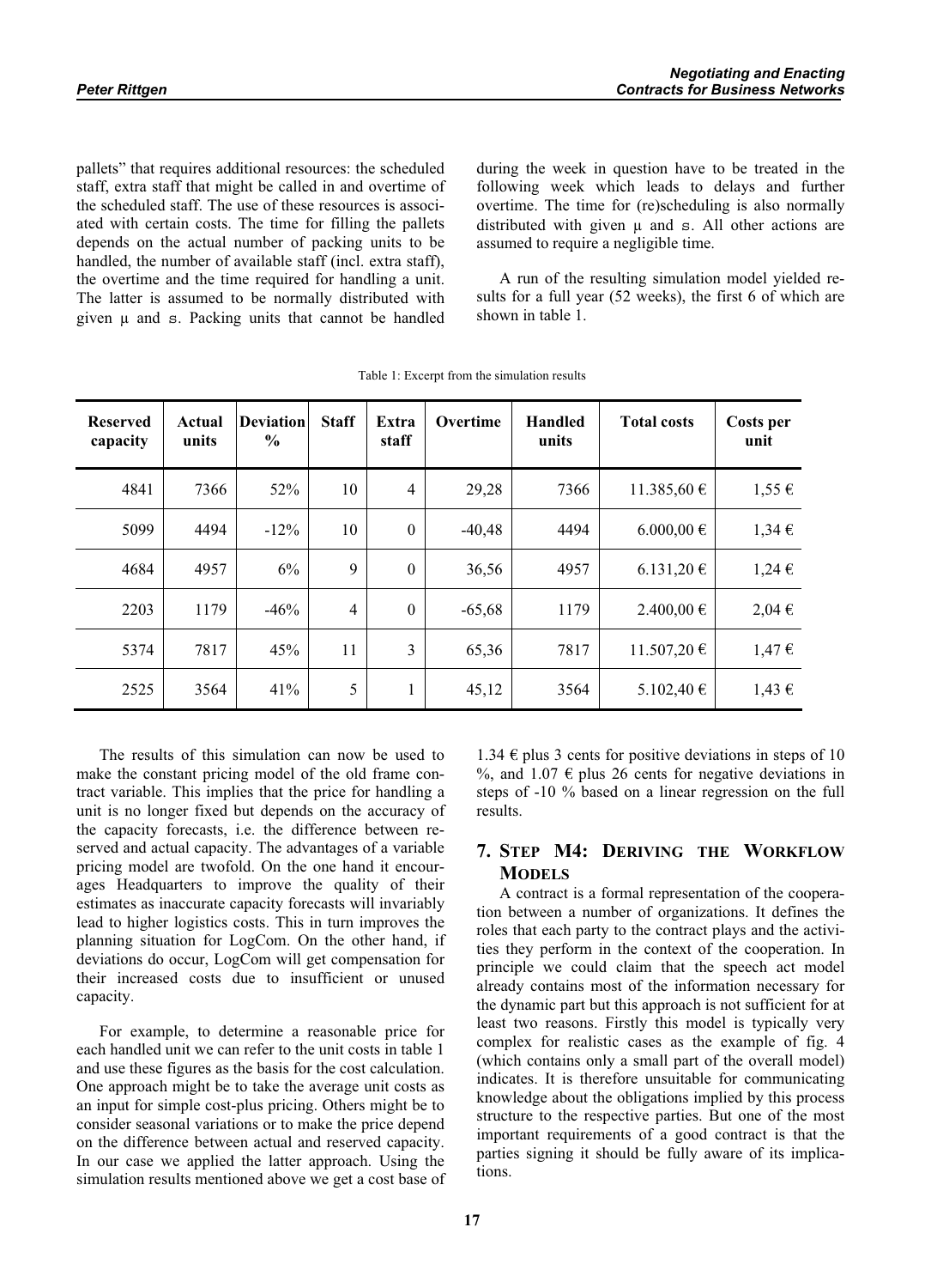pallets" that requires additional resources: the scheduled staff, extra staff that might be called in and overtime of the scheduled staff. The use of these resources is associated with certain costs. The time for filling the pallets depends on the actual number of packing units to be handled, the number of available staff (incl. extra staff), the overtime and the time required for handling a unit. The latter is assumed to be normally distributed with given µ and s. Packing units that cannot be handled during the week in question have to be treated in the following week which leads to delays and further overtime. The time for (re)scheduling is also normally distributed with given µ and s. All other actions are assumed to require a negligible time.

A run of the resulting simulation model yielded results for a full year (52 weeks), the first 6 of which are shown in table 1.

Table 1: Excerpt from the simulation results

| Reserved capacity | Actual units | Deviation % | Staff | Extra staff | Overtime | Handled units | Total costs | Costs per unit |
|---|---|---|---|---|---|---|---|---|
| 4841 | 7366 | 52% | 10 | 4 | 29,28 | 7366 | 11.385,60 € | 1,55 € |
| 5099 | 4494 | -12% | 10 | 0 | -40,48 | 4494 | 6.000,00 € | 1,34 € |
| 4684 | 4957 | 6% | 9 | 0 | 36,56 | 4957 | 6.131,20 € | 1,24 € |
| 2203 | 1179 | -46% | 4 | 0 | -65,68 | 1179 | 2.400,00 € | 2,04 € |
| 5374 | 7817 | 45% | 11 | 3 | 65,36 | 7817 | 11.507,20 € | 1,47 € |
| 2525 | 3564 | 41% | 5 | 1 | 45,12 | 3564 | 5.102,40 € | 1,43 € |

The results of this simulation can now be used to make the constant pricing model of the old frame contract variable. This implies that the price for handling a unit is no longer fixed but depends on the accuracy of the capacity forecasts, i.e. the difference between reserved and actual capacity. The advantages of a variable pricing model are twofold. On the one hand it encourages Headquarters to improve the quality of their estimates as inaccurate capacity forecasts will invariably lead to higher logistics costs. This in turn improves the planning situation for LogCom. On the other hand, if deviations do occur, LogCom will get compensation for their increased costs due to insufficient or unused capacity.

For example, to determine a reasonable price for each handled unit we can refer to the unit costs in table 1 and use these figures as the basis for the cost calculation. One approach might be to take the average unit costs as an input for simple cost-plus pricing. Others might be to consider seasonal variations or to make the price depend on the difference between actual and reserved capacity. In our case we applied the latter approach. Using the simulation results mentioned above we get a cost base of 1.34 € plus 3 cents for positive deviations in steps of 10 %, and 1.07 € plus 26 cents for negative deviations in steps of -10 % based on a linear regression on the full results.

## 7. Step M4: Deriving the Workflow Models

A contract is a formal representation of the cooperation between a number of organizations. It defines the roles that each party to the contract plays and the activities they perform in the context of the cooperation. In principle we could claim that the speech act model already contains most of the information necessary for the dynamic part but this approach is not sufficient for at least two reasons. Firstly this model is typically very complex for realistic cases as the example of fig. 4 (which contains only a small part of the overall model) indicates. It is therefore unsuitable for communicating knowledge about the obligations implied by this process structure to the respective parties. But one of the most important requirements of a good contract is that the parties signing it should be fully aware of its implications.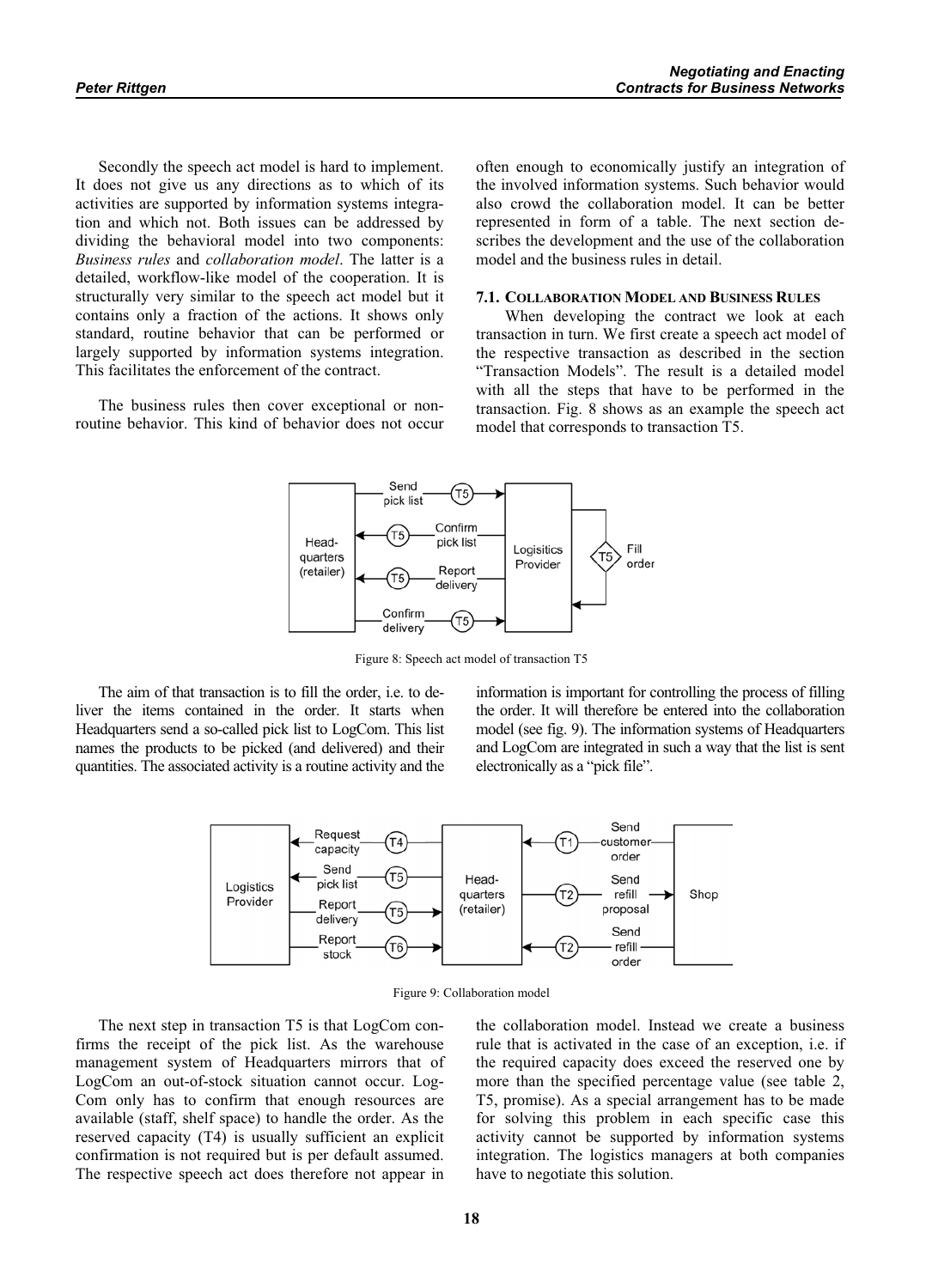Secondly the speech act model is hard to implement. It does not give us any directions as to which of its activities are supported by information systems integration and which not. Both issues can be addressed by dividing the behavioral model into two components: *Business rules* and *collaboration model*. The latter is a detailed, workflow-like model of the cooperation. It is structurally very similar to the speech act model but it contains only a fraction of the actions. It shows only standard, routine behavior that can be performed or largely supported by information systems integration. This facilitates the enforcement of the contract.

The business rules then cover exceptional or non-routine behavior. This kind of behavior does not occur often enough to economically justify an integration of the involved information systems. Such behavior would also crowd the collaboration model. It can be better represented in form of a table. The next section describes the development and the use of the collaboration model and the business rules in detail.

### 7.1. Collaboration Model and Business Rules

When developing the contract we look at each transaction in turn. We first create a speech act model of the respective transaction as described in the section "Transaction Models". The result is a detailed model with all the steps that have to be performed in the transaction. Fig. 8 shows as an example the speech act model that corresponds to transaction T5.

Figure 8: Speech act model of transaction T5

The aim of that transaction is to fill the order, i.e. to deliver the items contained in the order. It starts when Headquarters send a so-called pick list to LogCom. This list names the products to be picked (and delivered) and their quantities. The associated activity is a routine activity and the information is important for controlling the process of filling the order. It will therefore be entered into the collaboration model (see fig. 9). The information systems of Headquarters and LogCom are integrated in such a way that the list is sent electronically as a "pick file".

Figure 9: Collaboration model

The next step in transaction T5 is that LogCom confirms the receipt of the pick list. As the warehouse management system of Headquarters mirrors that of LogCom an out-of-stock situation cannot occur. LogCom only has to confirm that enough resources are available (staff, shelf space) to handle the order. As the reserved capacity (T4) is usually sufficient an explicit confirmation is not required but is per default assumed. The respective speech act does therefore not appear in the collaboration model. Instead we create a business rule that is activated in the case of an exception, i.e. if the required capacity does exceed the reserved one by more than the specified percentage value (see table 2, T5, promise). As a special arrangement has to be made for solving this problem in each specific case this activity cannot be supported by information systems integration. The logistics managers at both companies have to negotiate this solution.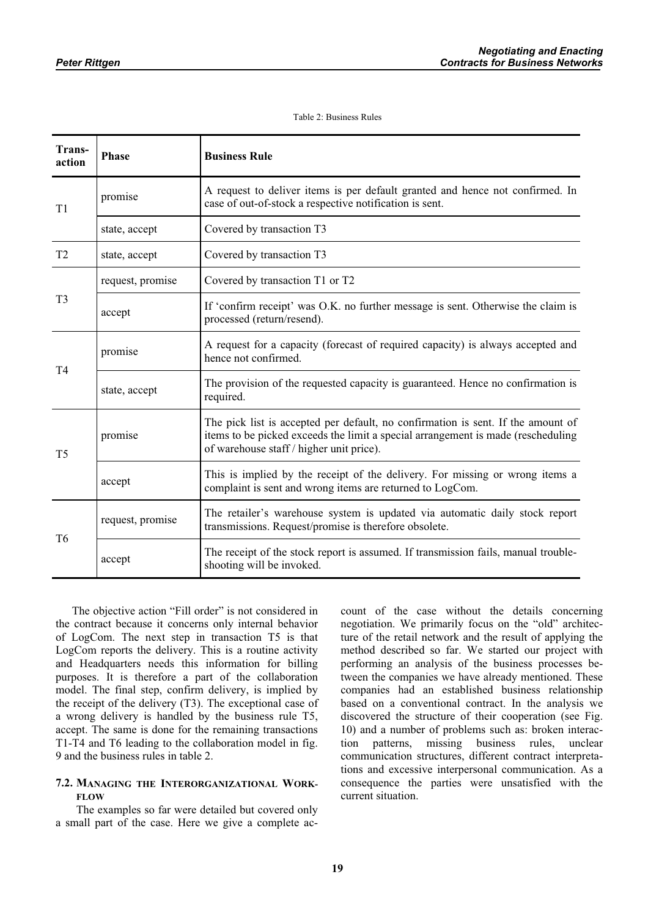Table 2: Business Rules

| Transaction | Phase | Business Rule |
|---|---|---|
| T1 | promise | A request to deliver items is per default granted and hence not confirmed. In case of out-of-stock a respective notification is sent. |
| | state, accept | Covered by transaction T3 |
| T2 | state, accept | Covered by transaction T3 |
| T3 | request, promise | Covered by transaction T1 or T2 |
| | accept | If 'confirm receipt' was O.K. no further message is sent. Otherwise the claim is processed (return/resend). |
| T4 | promise | A request for a capacity (forecast of required capacity) is always accepted and hence not confirmed. |
| | state, accept | The provision of the requested capacity is guaranteed. Hence no confirmation is required. |
| T5 | promise | The pick list is accepted per default, no confirmation is sent. If the amount of items to be picked exceeds the limit a special arrangement is made (rescheduling of warehouse staff / higher unit price). |
| | accept | This is implied by the receipt of the delivery. For missing or wrong items a complaint is sent and wrong items are returned to LogCom. |
| T6 | request, promise | The retailer's warehouse system is updated via automatic daily stock report transmissions. Request/promise is therefore obsolete. |
| | accept | The receipt of the stock report is assumed. If transmission fails, manual trouble-shooting will be invoked. |

The objective action "Fill order" is not considered in the contract because it concerns only internal behavior of LogCom. The next step in transaction T5 is that LogCom reports the delivery. This is a routine activity and Headquarters needs this information for billing purposes. It is therefore a part of the collaboration model. The final step, confirm delivery, is implied by the receipt of the delivery (T3). The exceptional case of a wrong delivery is handled by the business rule T5, accept. The same is done for the remaining transactions T1-T4 and T6 leading to the collaboration model in fig. 9 and the business rules in table 2.

### 7.2. Managing the Interorganizational Workflow

The examples so far were detailed but covered only a small part of the case. Here we give a complete account of the case without the details concerning negotiation. We primarily focus on the "old" architecture of the retail network and the result of applying the method described so far. We started our project with performing an analysis of the business processes between the companies we have already mentioned. These companies had an established business relationship based on a conventional contract. In the analysis we discovered the structure of their cooperation (see Fig. 10) and a number of problems such as: broken interaction patterns, missing business rules, unclear communication structures, different contract interpretations and excessive interpersonal communication. As a consequence the parties were unsatisfied with the current situation.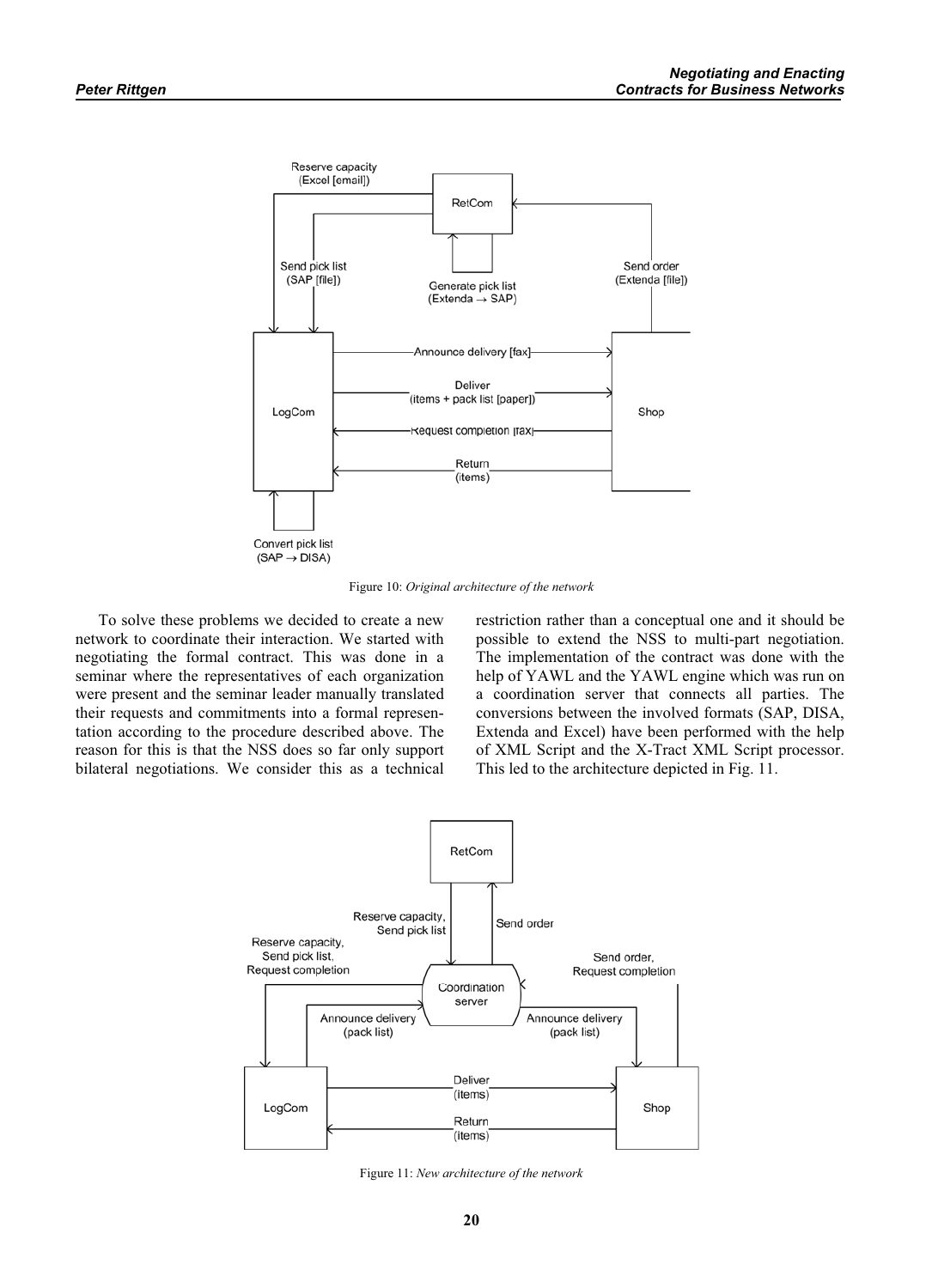Figure 10: *Original architecture of the network*

To solve these problems we decided to create a new network to coordinate their interaction. We started with negotiating the formal contract. This was done in a seminar where the representatives of each organization were present and the seminar leader manually translated their requests and commitments into a formal representation according to the procedure described above. The reason for this is that the NSS does so far only support bilateral negotiations. We consider this as a technical restriction rather than a conceptual one and it should be possible to extend the NSS to multi-part negotiation. The implementation of the contract was done with the help of YAWL and the YAWL engine which was run on a coordination server that connects all parties. The conversions between the involved formats (SAP, DISA, Extenda and Excel) have been performed with the help of XML Script and the X-Tract XML Script processor. This led to the architecture depicted in Fig. 11.

Figure 11: *New architecture of the network*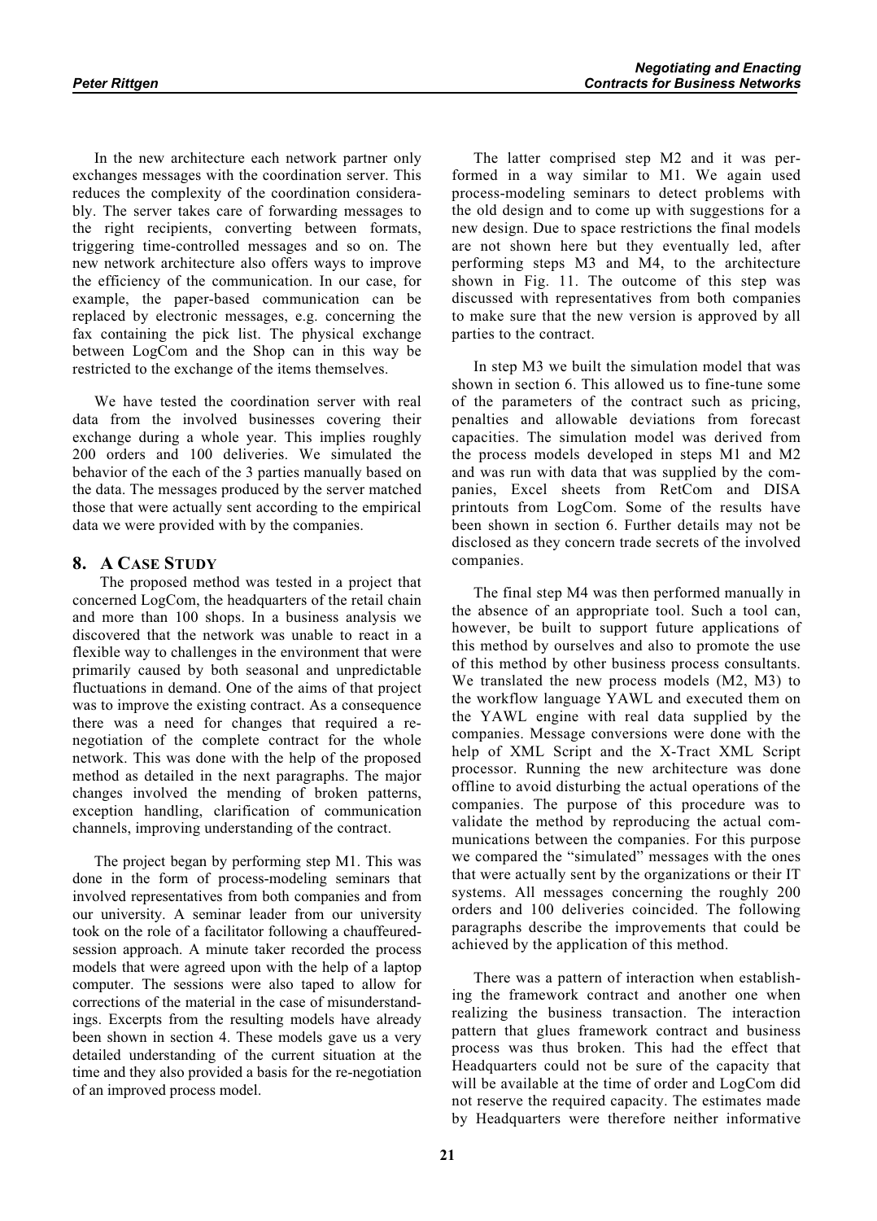In the new architecture each network partner only exchanges messages with the coordination server. This reduces the complexity of the coordination considerably. The server takes care of forwarding messages to the right recipients, converting between formats, triggering time-controlled messages and so on. The new network architecture also offers ways to improve the efficiency of the communication. In our case, for example, the paper-based communication can be replaced by electronic messages, e.g. concerning the fax containing the pick list. The physical exchange between LogCom and the Shop can in this way be restricted to the exchange of the items themselves.

We have tested the coordination server with real data from the involved businesses covering their exchange during a whole year. This implies roughly 200 orders and 100 deliveries. We simulated the behavior of the each of the 3 parties manually based on the data. The messages produced by the server matched those that were actually sent according to the empirical data we were provided with by the companies.

## 8. A Case Study

The proposed method was tested in a project that concerned LogCom, the headquarters of the retail chain and more than 100 shops. In a business analysis we discovered that the network was unable to react in a flexible way to challenges in the environment that were primarily caused by both seasonal and unpredictable fluctuations in demand. One of the aims of that project was to improve the existing contract. As a consequence there was a need for changes that required a re-negotiation of the complete contract for the whole network. This was done with the help of the proposed method as detailed in the next paragraphs. The major changes involved the mending of broken patterns, exception handling, clarification of communication channels, improving understanding of the contract.

The project began by performing step M1. This was done in the form of process-modeling seminars that involved representatives from both companies and from our university. A seminar leader from our university took on the role of a facilitator following a chauffeured-session approach. A minute taker recorded the process models that were agreed upon with the help of a laptop computer. The sessions were also taped to allow for corrections of the material in the case of misunderstandings. Excerpts from the resulting models have already been shown in section 4. These models gave us a very detailed understanding of the current situation at the time and they also provided a basis for the re-negotiation of an improved process model.

The latter comprised step M2 and it was performed in a way similar to M1. We again used process-modeling seminars to detect problems with the old design and to come up with suggestions for a new design. Due to space restrictions the final models are not shown here but they eventually led, after performing steps M3 and M4, to the architecture shown in Fig. 11. The outcome of this step was discussed with representatives from both companies to make sure that the new version is approved by all parties to the contract.

In step M3 we built the simulation model that was shown in section 6. This allowed us to fine-tune some of the parameters of the contract such as pricing, penalties and allowable deviations from forecast capacities. The simulation model was derived from the process models developed in steps M1 and M2 and was run with data that was supplied by the companies, Excel sheets from RetCom and DISA printouts from LogCom. Some of the results have been shown in section 6. Further details may not be disclosed as they concern trade secrets of the involved companies.

The final step M4 was then performed manually in the absence of an appropriate tool. Such a tool can, however, be built to support future applications of this method by ourselves and also to promote the use of this method by other business process consultants. We translated the new process models (M2, M3) to the workflow language YAWL and executed them on the YAWL engine with real data supplied by the companies. Message conversions were done with the help of XML Script and the X-Tract XML Script processor. Running the new architecture was done offline to avoid disturbing the actual operations of the companies. The purpose of this procedure was to validate the method by reproducing the actual communications between the companies. For this purpose we compared the "simulated" messages with the ones that were actually sent by the organizations or their IT systems. All messages concerning the roughly 200 orders and 100 deliveries coincided. The following paragraphs describe the improvements that could be achieved by the application of this method.

There was a pattern of interaction when establishing the framework contract and another one when realizing the business transaction. The interaction pattern that glues framework contract and business process was thus broken. This had the effect that Headquarters could not be sure of the capacity that will be available at the time of order and LogCom did not reserve the required capacity. The estimates made by Headquarters were therefore neither informative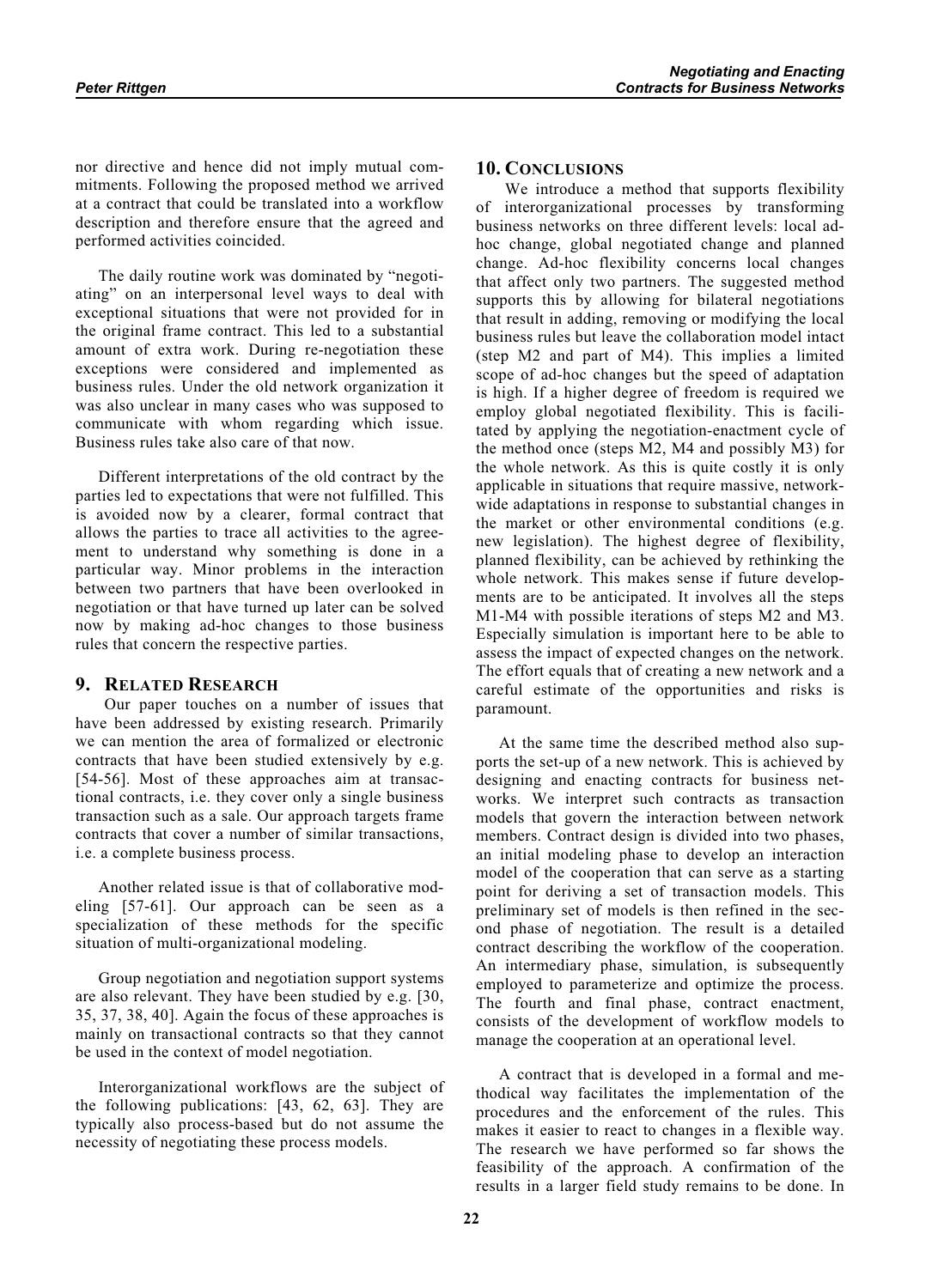nor directive and hence did not imply mutual commitments. Following the proposed method we arrived at a contract that could be translated into a workflow description and therefore ensure that the agreed and performed activities coincided.

The daily routine work was dominated by "negotiating" on an interpersonal level ways to deal with exceptional situations that were not provided for in the original frame contract. This led to a substantial amount of extra work. During re-negotiation these exceptions were considered and implemented as business rules. Under the old network organization it was also unclear in many cases who was supposed to communicate with whom regarding which issue. Business rules take also care of that now.

Different interpretations of the old contract by the parties led to expectations that were not fulfilled. This is avoided now by a clearer, formal contract that allows the parties to trace all activities to the agreement to understand why something is done in a particular way. Minor problems in the interaction between two partners that have been overlooked in negotiation or that have turned up later can be solved now by making ad-hoc changes to those business rules that concern the respective parties.

## 9. Related Research

Our paper touches on a number of issues that have been addressed by existing research. Primarily we can mention the area of formalized or electronic contracts that have been studied extensively by e.g. [54-56]. Most of these approaches aim at transactional contracts, i.e. they cover only a single business transaction such as a sale. Our approach targets frame contracts that cover a number of similar transactions, i.e. a complete business process.

Another related issue is that of collaborative modeling [57-61]. Our approach can be seen as a specialization of these methods for the specific situation of multi-organizational modeling.

Group negotiation and negotiation support systems are also relevant. They have been studied by e.g. [30, 35, 37, 38, 40]. Again the focus of these approaches is mainly on transactional contracts so that they cannot be used in the context of model negotiation.

Interorganizational workflows are the subject of the following publications: [43, 62, 63]. They are typically also process-based but do not assume the necessity of negotiating these process models.

## 10. Conclusions

We introduce a method that supports flexibility of interorganizational processes by transforming business networks on three different levels: local ad-hoc change, global negotiated change and planned change. Ad-hoc flexibility concerns local changes that affect only two partners. The suggested method supports this by allowing for bilateral negotiations that result in adding, removing or modifying the local business rules but leave the collaboration model intact (step M2 and part of M4). This implies a limited scope of ad-hoc changes but the speed of adaptation is high. If a higher degree of freedom is required we employ global negotiated flexibility. This is facilitated by applying the negotiation-enactment cycle of the method once (steps M2, M4 and possibly M3) for the whole network. As this is quite costly it is only applicable in situations that require massive, network-wide adaptations in response to substantial changes in the market or other environmental conditions (e.g. new legislation). The highest degree of flexibility, planned flexibility, can be achieved by rethinking the whole network. This makes sense if future developments are to be anticipated. It involves all the steps M1-M4 with possible iterations of steps M2 and M3. Especially simulation is important here to be able to assess the impact of expected changes on the network. The effort equals that of creating a new network and a careful estimate of the opportunities and risks is paramount.

At the same time the described method also supports the set-up of a new network. This is achieved by designing and enacting contracts for business networks. We interpret such contracts as transaction models that govern the interaction between network members. Contract design is divided into two phases, an initial modeling phase to develop an interaction model of the cooperation that can serve as a starting point for deriving a set of transaction models. This preliminary set of models is then refined in the second phase of negotiation. The result is a detailed contract describing the workflow of the cooperation. An intermediary phase, simulation, is subsequently employed to parameterize and optimize the process. The fourth and final phase, contract enactment, consists of the development of workflow models to manage the cooperation at an operational level.

A contract that is developed in a formal and methodical way facilitates the implementation of the procedures and the enforcement of the rules. This makes it easier to react to changes in a flexible way. The research we have performed so far shows the feasibility of the approach. A confirmation of the results in a larger field study remains to be done. In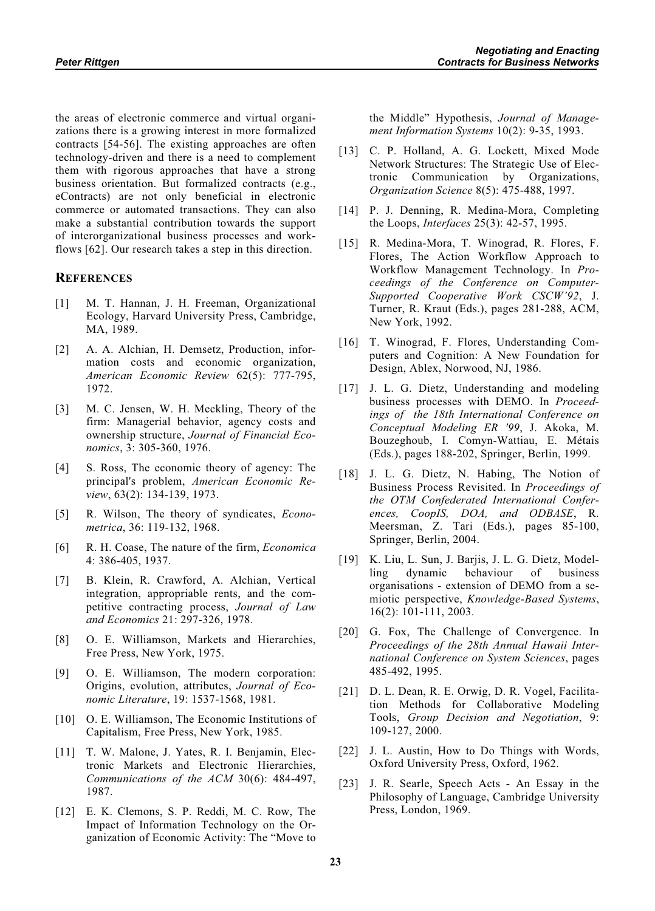the areas of electronic commerce and virtual organizations there is a growing interest in more formalized contracts [54-56]. The existing approaches are often technology-driven and there is a need to complement them with rigorous approaches that have a strong business orientation. But formalized contracts (e.g., eContracts) are not only beneficial in electronic commerce or automated transactions. They can also make a substantial contribution towards the support of interorganizational business processes and workflows [62]. Our research takes a step in this direction.

## REFERENCES

[1] M. T. Hannan, J. H. Freeman, Organizational Ecology, Harvard University Press, Cambridge, MA, 1989.

[2] A. A. Alchian, H. Demsetz, Production, information costs and economic organization, *American Economic Review* 62(5): 777-795, 1972.

[3] M. C. Jensen, W. H. Meckling, Theory of the firm: Managerial behavior, agency costs and ownership structure, *Journal of Financial Economics*, 3: 305-360, 1976.

[4] S. Ross, The economic theory of agency: The principal's problem, *American Economic Review*, 63(2): 134-139, 1973.

[5] R. Wilson, The theory of syndicates, *Econometrica*, 36: 119-132, 1968.

[6] R. H. Coase, The nature of the firm, *Economica* 4: 386-405, 1937.

[7] B. Klein, R. Crawford, A. Alchian, Vertical integration, appropriable rents, and the competitive contracting process, *Journal of Law and Economics* 21: 297-326, 1978.

[8] O. E. Williamson, Markets and Hierarchies, Free Press, New York, 1975.

[9] O. E. Williamson, The modern corporation: Origins, evolution, attributes, *Journal of Economic Literature*, 19: 1537-1568, 1981.

[10] O. E. Williamson, The Economic Institutions of Capitalism, Free Press, New York, 1985.

[11] T. W. Malone, J. Yates, R. I. Benjamin, Electronic Markets and Electronic Hierarchies, *Communications of the ACM* 30(6): 484-497, 1987.

[12] E. K. Clemons, S. P. Reddi, M. C. Row, The Impact of Information Technology on the Organization of Economic Activity: The "Move to the Middle" Hypothesis, *Journal of Management Information Systems* 10(2): 9-35, 1993.

[13] C. P. Holland, A. G. Lockett, Mixed Mode Network Structures: The Strategic Use of Electronic Communication by Organizations, *Organization Science* 8(5): 475-488, 1997.

[14] P. J. Denning, R. Medina-Mora, Completing the Loops, *Interfaces* 25(3): 42-57, 1995.

[15] R. Medina-Mora, T. Winograd, R. Flores, F. Flores, The Action Workflow Approach to Workflow Management Technology. In *Proceedings of the Conference on Computer-Supported Cooperative Work CSCW'92*, J. Turner, R. Kraut (Eds.), pages 281-288, ACM, New York, 1992.

[16] T. Winograd, F. Flores, Understanding Computers and Cognition: A New Foundation for Design, Ablex, Norwood, NJ, 1986.

[17] J. L. G. Dietz, Understanding and modeling business processes with DEMO. In *Proceedings of the 18th International Conference on Conceptual Modeling ER '99*, J. Akoka, M. Bouzeghoub, I. Comyn-Wattiau, E. Métais (Eds.), pages 188-202, Springer, Berlin, 1999.

[18] J. L. G. Dietz, N. Habing, The Notion of Business Process Revisited. In *Proceedings of the OTM Confederated International Conferences, CoopIS, DOA, and ODBASE*, R. Meersman, Z. Tari (Eds.), pages 85-100, Springer, Berlin, 2004.

[19] K. Liu, L. Sun, J. Barjis, J. L. G. Dietz, Modelling dynamic behaviour of business organisations - extension of DEMO from a semiotic perspective, *Knowledge-Based Systems*, 16(2): 101-111, 2003.

[20] G. Fox, The Challenge of Convergence. In *Proceedings of the 28th Annual Hawaii International Conference on System Sciences*, pages 485-492, 1995.

[21] D. L. Dean, R. E. Orwig, D. R. Vogel, Facilitation Methods for Collaborative Modeling Tools, *Group Decision and Negotiation*, 9: 109-127, 2000.

[22] J. L. Austin, How to Do Things with Words, Oxford University Press, Oxford, 1962.

[23] J. R. Searle, Speech Acts - An Essay in the Philosophy of Language, Cambridge University Press, London, 1969.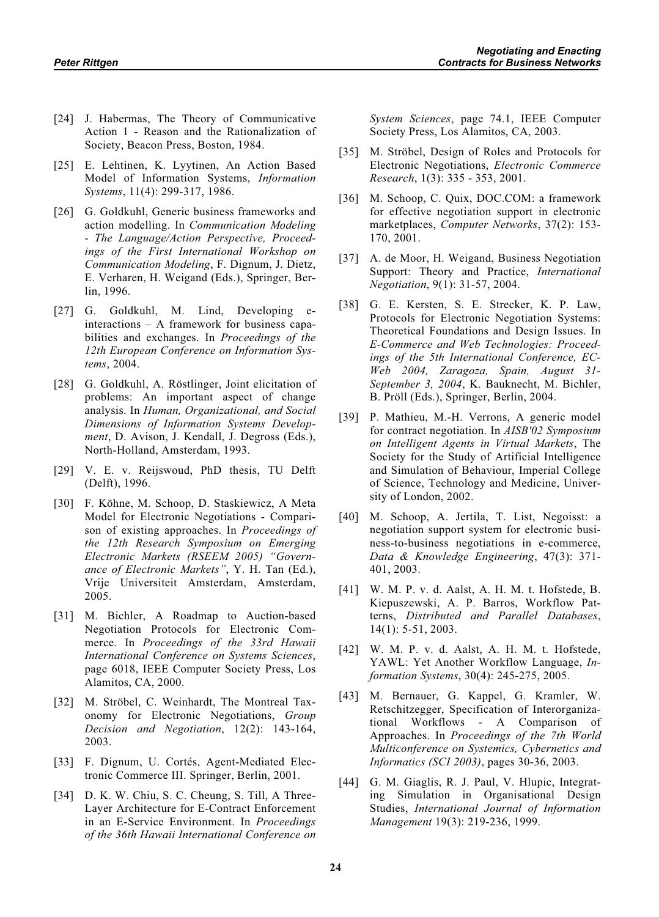[24] J. Habermas, The Theory of Communicative Action 1 - Reason and the Rationalization of Society, Beacon Press, Boston, 1984.

[25] E. Lehtinen, K. Lyytinen, An Action Based Model of Information Systems, *Information Systems*, 11(4): 299-317, 1986.

[26] G. Goldkuhl, Generic business frameworks and action modelling. In *Communication Modeling - The Language/Action Perspective, Proceedings of the First International Workshop on Communication Modeling*, F. Dignum, J. Dietz, E. Verharen, H. Weigand (Eds.), Springer, Berlin, 1996.

[27] G. Goldkuhl, M. Lind, Developing e-interactions – A framework for business capabilities and exchanges. In *Proceedings of the 12th European Conference on Information Systems*, 2004.

[28] G. Goldkuhl, A. Röstlinger, Joint elicitation of problems: An important aspect of change analysis. In *Human, Organizational, and Social Dimensions of Information Systems Development*, D. Avison, J. Kendall, J. Degross (Eds.), North-Holland, Amsterdam, 1993.

[29] V. E. v. Reijswoud, PhD thesis, TU Delft (Delft), 1996.

[30] F. Köhne, M. Schoop, D. Staskiewicz, A Meta Model for Electronic Negotiations - Comparison of existing approaches. In *Proceedings of the 12th Research Symposium on Emerging Electronic Markets (RSEEM 2005) "Governance of Electronic Markets"*, Y. H. Tan (Ed.), Vrije Universiteit Amsterdam, Amsterdam, 2005.

[31] M. Bichler, A Roadmap to Auction-based Negotiation Protocols for Electronic Commerce. In *Proceedings of the 33rd Hawaii International Conference on Systems Sciences*, page 6018, IEEE Computer Society Press, Los Alamitos, CA, 2000.

[32] M. Ströbel, C. Weinhardt, The Montreal Taxonomy for Electronic Negotiations, *Group Decision and Negotiation*, 12(2): 143-164, 2003.

[33] F. Dignum, U. Cortés, Agent-Mediated Electronic Commerce III. Springer, Berlin, 2001.

[34] D. K. W. Chiu, S. C. Cheung, S. Till, A Three-Layer Architecture for E-Contract Enforcement in an E-Service Environment. In *Proceedings of the 36th Hawaii International Conference on System Sciences*, page 74.1, IEEE Computer Society Press, Los Alamitos, CA, 2003.

[35] M. Ströbel, Design of Roles and Protocols for Electronic Negotiations, *Electronic Commerce Research*, 1(3): 335 - 353, 2001.

[36] M. Schoop, C. Quix, DOC.COM: a framework for effective negotiation support in electronic marketplaces, *Computer Networks*, 37(2): 153-170, 2001.

[37] A. de Moor, H. Weigand, Business Negotiation Support: Theory and Practice, *International Negotiation*, 9(1): 31-57, 2004.

[38] G. E. Kersten, S. E. Strecker, K. P. Law, Protocols for Electronic Negotiation Systems: Theoretical Foundations and Design Issues. In *E-Commerce and Web Technologies: Proceedings of the 5th International Conference, EC-Web 2004, Zaragoza, Spain, August 31-September 3, 2004*, K. Bauknecht, M. Bichler, B. Pröll (Eds.), Springer, Berlin, 2004.

[39] P. Mathieu, M.-H. Verrons, A generic model for contract negotiation. In *AISB'02 Symposium on Intelligent Agents in Virtual Markets*, The Society for the Study of Artificial Intelligence and Simulation of Behaviour, Imperial College of Science, Technology and Medicine, University of London, 2002.

[40] M. Schoop, A. Jertila, T. List, Negoisst: a negotiation support system for electronic business-to-business negotiations in e-commerce, *Data & Knowledge Engineering*, 47(3): 371-401, 2003.

[41] W. M. P. v. d. Aalst, A. H. M. t. Hofstede, B. Kiepuszewski, A. P. Barros, Workflow Patterns, *Distributed and Parallel Databases*, 14(1): 5-51, 2003.

[42] W. M. P. v. d. Aalst, A. H. M. t. Hofstede, YAWL: Yet Another Workflow Language, *Information Systems*, 30(4): 245-275, 2005.

[43] M. Bernauer, G. Kappel, G. Kramler, W. Retschitzegger, Specification of Interorganizational Workflows - A Comparison of Approaches. In *Proceedings of the 7th World Multiconference on Systemics, Cybernetics and Informatics (SCI 2003)*, pages 30-36, 2003.

[44] G. M. Giaglis, R. J. Paul, V. Hlupic, Integrating Simulation in Organisational Design Studies, *International Journal of Information Management* 19(3): 219-236, 1999.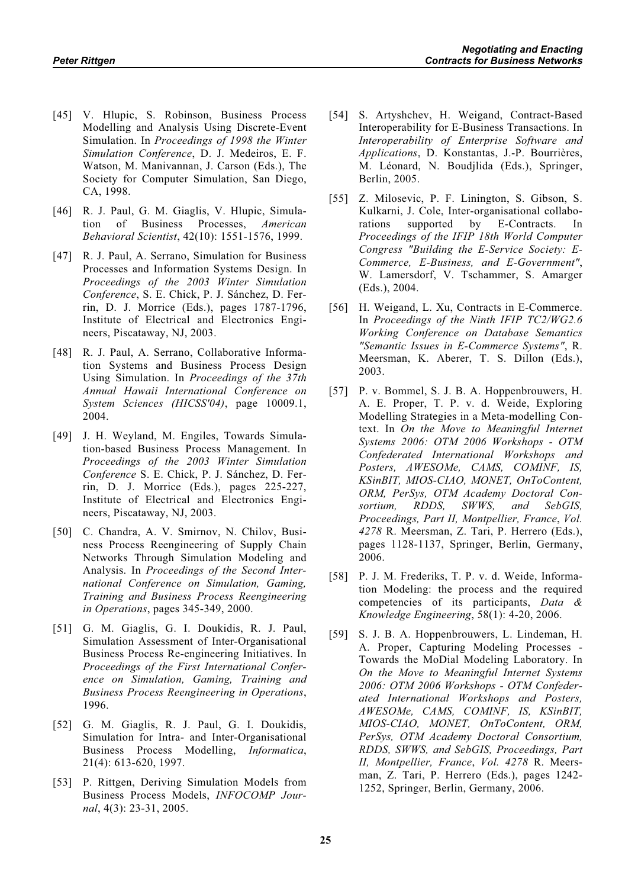[45] V. Hlupic, S. Robinson, Business Process Modelling and Analysis Using Discrete-Event Simulation. In *Proceedings of 1998 the Winter Simulation Conference*, D. J. Medeiros, E. F. Watson, M. Manivannan, J. Carson (Eds.), The Society for Computer Simulation, San Diego, CA, 1998.

[46] R. J. Paul, G. M. Giaglis, V. Hlupic, Simulation of Business Processes, *American Behavioral Scientist*, 42(10): 1551-1576, 1999.

[47] R. J. Paul, A. Serrano, Simulation for Business Processes and Information Systems Design. In *Proceedings of the 2003 Winter Simulation Conference*, S. E. Chick, P. J. Sánchez, D. Ferrin, D. J. Morrice (Eds.), pages 1787-1796, Institute of Electrical and Electronics Engineers, Piscataway, NJ, 2003.

[48] R. J. Paul, A. Serrano, Collaborative Information Systems and Business Process Design Using Simulation. In *Proceedings of the 37th Annual Hawaii International Conference on System Sciences (HICSS'04)*, page 10009.1, 2004.

[49] J. H. Weyland, M. Engiles, Towards Simulation-based Business Process Management. In *Proceedings of the 2003 Winter Simulation Conference* S. E. Chick, P. J. Sánchez, D. Ferrin, D. J. Morrice (Eds.), pages 225-227, Institute of Electrical and Electronics Engineers, Piscataway, NJ, 2003.

[50] C. Chandra, A. V. Smirnov, N. Chilov, Business Process Reengineering of Supply Chain Networks Through Simulation Modeling and Analysis. In *Proceedings of the Second International Conference on Simulation, Gaming, Training and Business Process Reengineering in Operations*, pages 345-349, 2000.

[51] G. M. Giaglis, G. I. Doukidis, R. J. Paul, Simulation Assessment of Inter-Organisational Business Process Re-engineering Initiatives. In *Proceedings of the First International Conference on Simulation, Gaming, Training and Business Process Reengineering in Operations*, 1996.

[52] G. M. Giaglis, R. J. Paul, G. I. Doukidis, Simulation for Intra- and Inter-Organisational Business Process Modelling, *Informatica*, 21(4): 613-620, 1997.

[53] P. Rittgen, Deriving Simulation Models from Business Process Models, *INFOCOMP Journal*, 4(3): 23-31, 2005.

[54] S. Artyshchev, H. Weigand, Contract-Based Interoperability for E-Business Transactions. In *Interoperability of Enterprise Software and Applications*, D. Konstantas, J.-P. Bourrières, M. Léonard, N. Boudjlida (Eds.), Springer, Berlin, 2005.

[55] Z. Milosevic, P. F. Linington, S. Gibson, S. Kulkarni, J. Cole, Inter-organisational collaborations supported by E-Contracts. In *Proceedings of the IFIP 18th World Computer Congress "Building the E-Service Society: E-Commerce, E-Business, and E-Government"*, W. Lamersdorf, V. Tschammer, S. Amarger (Eds.), 2004.

[56] H. Weigand, L. Xu, Contracts in E-Commerce. In *Proceedings of the Ninth IFIP TC2/WG2.6 Working Conference on Database Semantics "Semantic Issues in E-Commerce Systems"*, R. Meersman, K. Aberer, T. S. Dillon (Eds.), 2003.

[57] P. v. Bommel, S. J. B. A. Hoppenbrouwers, H. A. E. Proper, T. P. v. d. Weide, Exploring Modelling Strategies in a Meta-modelling Context. In *On the Move to Meaningful Internet Systems 2006: OTM 2006 Workshops - OTM Confederated International Workshops and Posters, AWESOMe, CAMS, COMINF, IS, KSinBIT, MIOS-CIAO, MONET, OnToContent, ORM, PerSys, OTM Academy Doctoral Consortium, RDDS, SWWS, and SebGIS, Proceedings, Part II, Montpellier, France*, *Vol. 4278* R. Meersman, Z. Tari, P. Herrero (Eds.), pages 1128-1137, Springer, Berlin, Germany, 2006.

[58] P. J. M. Frederiks, T. P. v. d. Weide, Information Modeling: the process and the required competencies of its participants, *Data & Knowledge Engineering*, 58(1): 4-20, 2006.

[59] S. J. B. A. Hoppenbrouwers, L. Lindeman, H. A. Proper, Capturing Modeling Processes - Towards the MoDial Modeling Laboratory. In *On the Move to Meaningful Internet Systems 2006: OTM 2006 Workshops - OTM Confederated International Workshops and Posters, AWESOMe, CAMS, COMINF, IS, KSinBIT, MIOS-CIAO, MONET, OnToContent, ORM, PerSys, OTM Academy Doctoral Consortium, RDDS, SWWS, and SebGIS, Proceedings, Part II, Montpellier, France*, *Vol. 4278* R. Meersman, Z. Tari, P. Herrero (Eds.), pages 1242-1252, Springer, Berlin, Germany, 2006.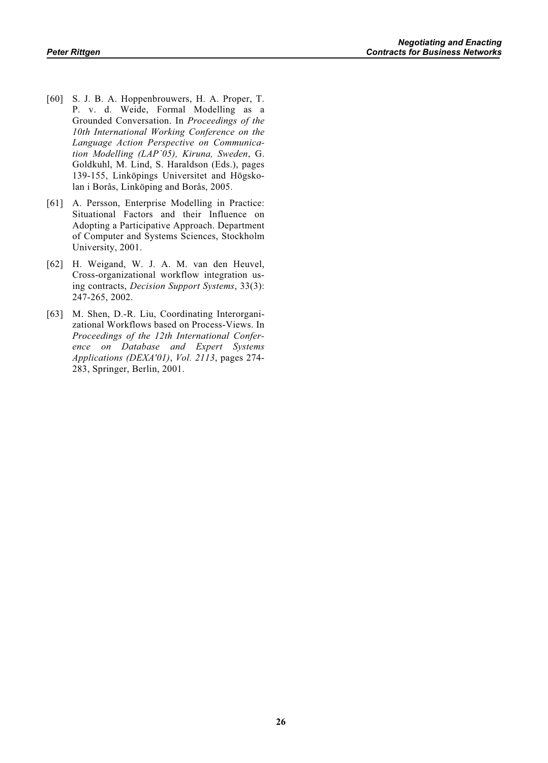[60] S. J. B. A. Hoppenbrouwers, H. A. Proper, T. P. v. d. Weide, Formal Modelling as a Grounded Conversation. In *Proceedings of the 10th International Working Conference on the Language Action Perspective on Communication Modelling (LAP`05), Kiruna, Sweden*, G. Goldkuhl, M. Lind, S. Haraldson (Eds.), pages 139-155, Linköpings Universitet and Högskolan i Borås, Linköping and Borås, 2005.

[61] A. Persson, Enterprise Modelling in Practice: Situational Factors and their Influence on Adopting a Participative Approach. Department of Computer and Systems Sciences, Stockholm University, 2001.

[62] H. Weigand, W. J. A. M. van den Heuvel, Cross-organizational workflow integration using contracts, *Decision Support Systems*, 33(3): 247-265, 2002.

[63] M. Shen, D.-R. Liu, Coordinating Interorganizational Workflows based on Process-Views. In *Proceedings of the 12th International Conference on Database and Expert Systems Applications (DEXA'01)*, *Vol. 2113*, pages 274-283, Springer, Berlin, 2001.